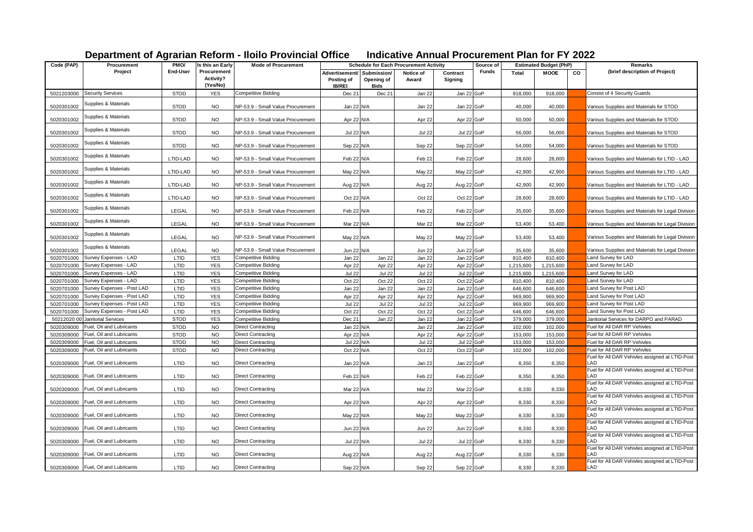# Department of Agrarian Reform - Iloilo Provincial Office Indicative Annual Procurement Plan for FY 2022

| Code (PAP) | Procurement Project | PMO/ End-User | Is this an Early Procurement Activity? (Yes/No) | Mode of Procurement | Schedule for Each Procurement Activity | | | | Source of Funds | Estimated Budget (PhP) | | | Remarks (brief description of Project) |
|---|---|---|---|---|---|---|---|---|---|---|---|---|---|
| | | | | | Advertisement/ Posting of IB/REI | Submission/ Opening of Bids | Notice of Award | Contract Signing | | Total | MOOE | CO | |
| 5021203000 | Security Services | STOD | YES | Competitive Bidding | Dec 21 | Dec 21 | Jan 22 | Jan 22 | GoP | 918,000 | 918,000 | | Consist of 4 Security Guards |
| 5020301002 | Supplies & Materials | STOD | NO | NP-53.9 - Small Value Procurement | Jan 22 | N/A | Jan 22 | Jan 22 | GoP | 40,000 | 40,000 | | Various Supplies and Materials for STOD |
| 5020301002 | Supplies & Materials | STOD | NO | NP-53.9 - Small Value Procurement | Apr 22 | N/A | Apr 22 | Apr 22 | GoP | 50,000 | 50,000 | | Various Supplies and Materials for STOD |
| 5020301002 | Supplies & Materials | STOD | NO | NP-53.9 - Small Value Procurement | Jul 22 | N/A | Jul 22 | Jul 22 | GoP | 56,000 | 56,000 | | Various Supplies and Materials for STOD |
| 5020301002 | Supplies & Materials | STOD | NO | NP-53.9 - Small Value Procurement | Sep 22 | N/A | Sep 22 | Sep 22 | GoP | 54,000 | 54,000 | | Various Supplies and Materials for STOD |
| 5020301002 | Supplies & Materials | LTID-LAD | NO | NP-53.9 - Small Value Procurement | Feb 22 | N/A | Feb 22 | Feb 22 | GoP | 28,600 | 28,600 | | Various Supplies and Materials for LTID - LAD |
| 5020301002 | Supplies & Materials | LTID-LAD | NO | NP-53.9 - Small Value Procurement | May 22 | N/A | May 22 | May 22 | GoP | 42,900 | 42,900 | | Various Supplies and Materials for LTID - LAD |
| 5020301002 | Supplies & Materials | LTID-LAD | NO | NP-53.9 - Small Value Procurement | Aug 22 | N/A | Aug 22 | Aug 22 | GoP | 42,900 | 42,900 | | Various Supplies and Materials for LTID - LAD |
| 5020301002 | Supplies & Materials | LTID-LAD | NO | NP-53.9 - Small Value Procurement | Oct 22 | N/A | Oct 22 | Oct 22 | GoP | 28,600 | 28,600 | | Various Supplies and Materials for LTID - LAD |
| 5020301002 | Supplies & Materials | LEGAL | NO | NP-53.9 - Small Value Procurement | Feb 22 | N/A | Feb 22 | Feb 22 | GoP | 35,600 | 35,600 | | Various Supplies and Materials for Legal Division |
| 5020301002 | Supplies & Materials | LEGAL | NO | NP-53.9 - Small Value Procurement | Mar 22 | N/A | Mar 22 | Mar 22 | GoP | 53,400 | 53,400 | | Various Supplies and Materials for Legal Division |
| 5020301002 | Supplies & Materials | LEGAL | NO | NP-53.9 - Small Value Procurement | May 22 | N/A | May 22 | May 22 | GoP | 53,400 | 53,400 | | Various Supplies and Materials for Legal Division |
| 5020301002 | Supplies & Materials | LEGAL | NO | NP-53.9 - Small Value Procurement | Jun 22 | N/A | Jun 22 | Jun 22 | GoP | 35,600 | 35,600 | | Various Supplies and Materials for Legal Division |
| 5020701000 | Survey Expenses - LAD | LTID | YES | Competitive Bidding | Jan 22 | Jan 22 | Jan 22 | Jan 22 | GoP | 810,400 | 810,400 | | Land Survey for LAD |
| 5020701000 | Survey Expenses - LAD | LTID | YES | Competitive Bidding | Apr 22 | Apr 22 | Apr 22 | Apr 22 | GoP | 1,215,600 | 1,215,600 | | Land Survey for LAD |
| 5020701000 | Survey Expenses - LAD | LTID | YES | Competitive Bidding | Jul 22 | Jul 22 | Jul 22 | Jul 22 | GoP | 1,215,600 | 1,215,600 | | Land Survey for LAD |
| 5020701000 | Survey Expenses - LAD | LTID | YES | Competitive Bidding | Oct 22 | Oct 22 | Oct 22 | Oct 22 | GoP | 810,400 | 810,400 | | Land Survey for LAD |
| 5020701000 | Survey Expenses - Post LAD | LTID | YES | Competitive Bidding | Jan 22 | Jan 22 | Jan 22 | Jan 22 | GoP | 646,600 | 646,600 | | Land Survey for Post LAD |
| 5020701000 | Survey Expenses - Post LAD | LTID | YES | Competitive Bidding | Apr 22 | Apr 22 | Apr 22 | Apr 22 | GoP | 969,900 | 969,900 | | Land Survey for Post LAD |
| 5020701000 | Survey Expenses - Post LAD | LTID | YES | Competitive Bidding | Jul 22 | Jul 22 | Jul 22 | Jul 22 | GoP | 969,900 | 969,900 | | Land Survey for Post LAD |
| 5020701000 | Survey Expenses - Post LAD | LTID | YES | Competitive Bidding | Oct 22 | Oct 22 | Oct 22 | Oct 22 | GoP | 646,600 | 646,600 | | Land Survey for Post LAD |
| 50212020 00 | Janitorial Services | STOD | YES | Competitive Bidding | Dec 21 | Jan 22 | Jan 22 | Jan 22 | GoP | 379,000 | 379,000 | | Janitorial Services for DARPO and PARAD |
| 5020309000 | Fuel, Oil and Lubricants | STOD | NO | Direct Contracting | Jan 22 | N/A | Jan 22 | Jan 22 | GoP | 102,000 | 102,000 | | Fuel for All DAR RP Vehivles |
| 5020309000 | Fuel, Oil and Lubricants | STOD | NO | Direct Contracting | Apr 22 | N/A | Apr 22 | Apr 22 | GoP | 153,000 | 153,000 | | Fuel for All DAR RP Vehivles |
| 5020309000 | Fuel, Oil and Lubricants | STOD | NO | Direct Contracting | Jul 22 | N/A | Jul 22 | Jul 22 | GoP | 153,000 | 153,000 | | Fuel for All DAR RP Vehivles |
| 5020309000 | Fuel, Oil and Lubricants | STOD | NO | Direct Contracting | Oct 22 | N/A | Oct 22 | Oct 22 | GoP | 102,000 | 102,000 | | Fuel for All DAR RP Vehivles |
| 5020309000 | Fuel, Oil and Lubricants | LTID | NO | Direct Contracting | Jan 22 | N/A | Jan 22 | Jan 22 | GoP | 8,350 | 8,350 | | Fuel for All DAR Vehivles assigned at LTID-Post LAD |
| 5020309000 | Fuel, Oil and Lubricants | LTID | NO | Direct Contracting | Feb 22 | N/A | Feb 22 | Feb 22 | GoP | 8,350 | 8,350 | | Fuel for All DAR Vehivles assigned at LTID-Post LAD |
| 5020309000 | Fuel, Oil and Lubricants | LTID | NO | Direct Contracting | Mar 22 | N/A | Mar 22 | Mar 22 | GoP | 8,330 | 8,330 | | Fuel for All DAR Vehivles assigned at LTID-Post LAD |
| 5020309000 | Fuel, Oil and Lubricants | LTID | NO | Direct Contracting | Apr 22 | N/A | Apr 22 | Apr 22 | GoP | 8,330 | 8,330 | | Fuel for All DAR Vehivles assigned at LTID-Post LAD |
| 5020309000 | Fuel, Oil and Lubricants | LTID | NO | Direct Contracting | May 22 | N/A | May 22 | May 22 | GoP | 8,330 | 8,330 | | Fuel for All DAR Vehivles assigned at LTID-Post LAD |
| 5020309000 | Fuel, Oil and Lubricants | LTID | NO | Direct Contracting | Jun 22 | N/A | Jun 22 | Jun 22 | GoP | 8,330 | 8,330 | | Fuel for All DAR Vehivles assigned at LTID-Post LAD |
| 5020309000 | Fuel, Oil and Lubricants | LTID | NO | Direct Contracting | Jul 22 | N/A | Jul 22 | Jul 22 | GoP | 8,330 | 8,330 | | Fuel for All DAR Vehivles assigned at LTID-Post LAD |
| 5020309000 | Fuel, Oil and Lubricants | LTID | NO | Direct Contracting | Aug 22 | N/A | Aug 22 | Aug 22 | GoP | 8,330 | 8,330 | | Fuel for All DAR Vehivles assigned at LTID-Post LAD |
| 5020309000 | Fuel, Oil and Lubricants | LTID | NO | Direct Contracting | Sep 22 | N/A | Sep 22 | Sep 22 | GoP | 8,330 | 8,330 | | Fuel for All DAR Vehivles assigned at LTID-Post LAD |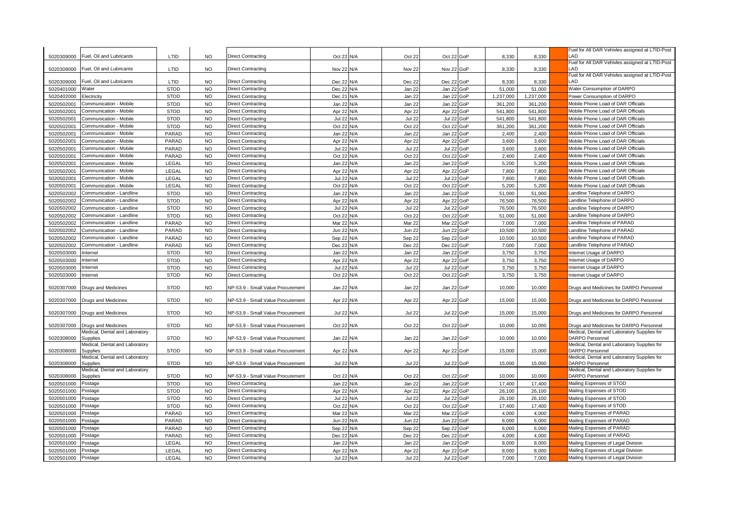| | | | | | | | | | | | | | |
|---|---|---|---|---|---|---|---|---|---|---|---|---|---|
| 5020309000 | Fuel, Oil and Lubricants | LTID | NO | Direct Contracting | Oct 22 | N/A | Oct 22 | Oct 22 | GoP | 8,330 | 8,330 | | Fuel for All DAR Vehivles assigned at LTID-Post LAD |
| 5020309000 | Fuel, Oil and Lubricants | LTID | NO | Direct Contracting | Nov 22 | N/A | Nov 22 | Nov 22 | GoP | 8,330 | 8,330 | | Fuel for All DAR Vehivles assigned at LTID-Post LAD |
| 5020309000 | Fuel, Oil and Lubricants | LTID | NO | Direct Contracting | Dec 22 | N/A | Dec 22 | Dec 22 | GoP | 8,330 | 8,330 | | Fuel for All DAR Vehivles assigned at LTID-Post LAD |
| 5020401000 | Water | STOD | NO | Direct Contracting | Dec 22 | N/A | Jan 22 | Jan 22 | GoP | 51,000 | 51,000 | | Water Consumption of DARPO |
| 5020402000 | Electricity | STOD | NO | Direct Contracting | Dec 21 | N/A | Jan 22 | Jan 22 | GoP | 1,237,000 | 1,237,000 | | Power Consumption of DARPO |
| 5020502001 | Communication - Mobile | STOD | NO | Direct Contracting | Jan 22 | N/A | Jan 22 | Jan 22 | GoP | 361,200 | 361,200 | | Mobile Phone Load of DAR Officials |
| 5020502001 | Communication - Mobile | STOD | NO | Direct Contracting | Apr 22 | N/A | Apr 22 | Apr 22 | GoP | 541,800 | 541,800 | | Mobile Phone Load of DAR Officials |
| 5020502001 | Communication - Mobile | STOD | NO | Direct Contracting | Jul 22 | N/A | Jul 22 | Jul 22 | GoP | 541,800 | 541,800 | | Mobile Phone Load of DAR Officials |
| 5020502001 | Communication - Mobile | STOD | NO | Direct Contracting | Oct 22 | N/A | Oct 22 | Oct 22 | GoP | 361,200 | 361,200 | | Mobile Phone Load of DAR Officials |
| 5020502001 | Communication - Mobile | PARAD | NO | Direct Contracting | Jan 22 | N/A | Jan 22 | Jan 22 | GoP | 2,400 | 2,400 | | Mobile Phone Load of DAR Officials |
| 5020502001 | Communication - Mobile | PARAD | NO | Direct Contracting | Apr 22 | N/A | Apr 22 | Apr 22 | GoP | 3,600 | 3,600 | | Mobile Phone Load of DAR Officials |
| 5020502001 | Communication - Mobile | PARAD | NO | Direct Contracting | Jul 22 | N/A | Jul 22 | Jul 22 | GoP | 3,600 | 3,600 | | Mobile Phone Load of DAR Officials |
| 5020502001 | Communication - Mobile | PARAD | NO | Direct Contracting | Oct 22 | N/A | Oct 22 | Oct 22 | GoP | 2,400 | 2,400 | | Mobile Phone Load of DAR Officials |
| 5020502001 | Communication - Mobile | LEGAL | NO | Direct Contracting | Jan 22 | N/A | Jan 22 | Jan 22 | GoP | 5,200 | 5,200 | | Mobile Phone Load of DAR Officials |
| 5020502001 | Communication - Mobile | LEGAL | NO | Direct Contracting | Apr 22 | N/A | Apr 22 | Apr 22 | GoP | 7,800 | 7,800 | | Mobile Phone Load of DAR Officials |
| 5020502001 | Communication - Mobile | LEGAL | NO | Direct Contracting | Jul 22 | N/A | Jul 22 | Jul 22 | GoP | 7,800 | 7,800 | | Mobile Phone Load of DAR Officials |
| 5020502001 | Communication - Mobile | LEGAL | NO | Direct Contracting | Oct 22 | N/A | Oct 22 | Oct 22 | GoP | 5,200 | 5,200 | | Mobile Phone Load of DAR Officials |
| 5020502002 | Communication - Landline | STOD | NO | Direct Contracting | Jan 22 | N/A | Jan 22 | Jan 22 | GoP | 51,000 | 51,000 | | Landline Telephone of DARPO |
| 5020502002 | Communication - Landline | STOD | NO | Direct Contracting | Apr 22 | N/A | Apr 22 | Apr 22 | GoP | 76,500 | 76,500 | | Landline Telephone of DARPO |
| 5020502002 | Communication - Landline | STOD | NO | Direct Contracting | Jul 22 | N/A | Jul 22 | Jul 22 | GoP | 76,500 | 76,500 | | Landline Telephone of DARPO |
| 5020502002 | Communication - Landline | STOD | NO | Direct Contracting | Oct 22 | N/A | Oct 22 | Oct 22 | GoP | 51,000 | 51,000 | | Landline Telephone of DARPO |
| 5020502002 | Communication - Landline | PARAD | NO | Direct Contracting | Mar 22 | N/A | Mar 22 | Mar 22 | GoP | 7,000 | 7,000 | | Landline Telephone of PARAD |
| 5020502002 | Communication - Landline | PARAD | NO | Direct Contracting | Jun 22 | N/A | Jun 22 | Jun 22 | GoP | 10,500 | 10,500 | | Landline Telephone of PARAD |
| 5020502002 | Communication - Landline | PARAD | NO | Direct Contracting | Sep 22 | N/A | Sep 22 | Sep 22 | GoP | 10,500 | 10,500 | | Landline Telephone of PARAD |
| 5020502002 | Communication - Landline | PARAD | NO | Direct Contracting | Dec 22 | N/A | Dec 22 | Dec 22 | GoP | 7,000 | 7,000 | | Landline Telephone of PARAD |
| 5020503000 | Internet | STOD | NO | Direct Contracting | Jan 22 | N/A | Jan 22 | Jan 22 | GoP | 3,750 | 3,750 | | Internet Usage of DARPO |
| 5020503000 | Internet | STOD | NO | Direct Contracting | Apr 22 | N/A | Apr 22 | Apr 22 | GoP | 3,750 | 3,750 | | Internet Usage of DARPO |
| 5020503000 | Internet | STOD | NO | Direct Contracting | Jul 22 | N/A | Jul 22 | Jul 22 | GoP | 3,750 | 3,750 | | Internet Usage of DARPO |
| 5020503000 | Internet | STOD | NO | Direct Contracting | Oct 22 | N/A | Oct 22 | Oct 22 | GoP | 3,750 | 3,750 | | Internet Usage of DARPO |
| 5020307000 | Drugs and Medicines | STOD | NO | NP-53.9 - Small Value Procurement | Jan 22 | N/A | Jan 22 | Jan 22 | GoP | 10,000 | 10,000 | | Drugs and Medicines for DARPO Personnel |
| 5020307000 | Drugs and Medicines | STOD | NO | NP-53.9 - Small Value Procurement | Apr 22 | N/A | Apr 22 | Apr 22 | GoP | 15,000 | 15,000 | | Drugs and Medicines for DARPO Personnel |
| 5020307000 | Drugs and Medicines | STOD | NO | NP-53.9 - Small Value Procurement | Jul 22 | N/A | Jul 22 | Jul 22 | GoP | 15,000 | 15,000 | | Drugs and Medicines for DARPO Personnel |
| 5020307000 | Drugs and Medicines | STOD | NO | NP-53.9 - Small Value Procurement | Oct 22 | N/A | Oct 22 | Oct 22 | GoP | 10,000 | 10,000 | | Drugs and Medicines for DARPO Personnel |
| 5020308000 | Medical, Dental and Laboratory Supplies | STOD | NO | NP-53.9 - Small Value Procurement | Jan 22 | N/A | Jan 22 | Jan 22 | GoP | 10,000 | 10,000 | | Medical, Dental and Laboratory Supplies for DARPO Personnel |
| 5020308000 | Medical, Dental and Laboratory Supplies | STOD | NO | NP-53.9 - Small Value Procurement | Apr 22 | N/A | Apr 22 | Apr 22 | GoP | 15,000 | 15,000 | | Medical, Dental and Laboratory Supplies for DARPO Personnel |
| 5020308000 | Medical, Dental and Laboratory Supplies | STOD | NO | NP-53.9 - Small Value Procurement | Jul 22 | N/A | Jul 22 | Jul 22 | GoP | 15,000 | 15,000 | | Medical, Dental and Laboratory Supplies for DARPO Personnel |
| 5020308000 | Medical, Dental and Laboratory Supplies | STOD | NO | NP-53.9 - Small Value Procurement | Oct 22 | N/A | Oct 22 | Oct 22 | GoP | 10,000 | 10,000 | | Medical, Dental and Laboratory Supplies for DARPO Personnel |
| 5020501000 | Postage | STOD | NO | Direct Contracting | Jan 22 | N/A | Jan 22 | Jan 22 | GoP | 17,400 | 17,400 | | Mailing Espenses of STOD |
| 5020501000 | Postage | STOD | NO | Direct Contracting | Apr 22 | N/A | Apr 22 | Apr 22 | GoP | 26,100 | 26,100 | | Mailing Espenses of STOD |
| 5020501000 | Postage | STOD | NO | Direct Contracting | Jul 22 | N/A | Jul 22 | Jul 22 | GoP | 26,100 | 26,100 | | Mailing Espenses of STOD |
| 5020501000 | Postage | STOD | NO | Direct Contracting | Oct 22 | N/A | Oct 22 | Oct 22 | GoP | 17,400 | 17,400 | | Mailing Espenses of STOD |
| 5020501000 | Postage | PARAD | NO | Direct Contracting | Mar 22 | N/A | Mar 22 | Mar 22 | GoP | 4,000 | 4,000 | | Mailing Espenses of PARAD |
| 5020501000 | Postage | PARAD | NO | Direct Contracting | Jun 22 | N/A | Jun 22 | Jun 22 | GoP | 6,000 | 6,000 | | Mailing Espenses of PARAD |
| 5020501000 | Postage | PARAD | NO | Direct Contracting | Sep 22 | N/A | Sep 22 | Sep 22 | GoP | 6,000 | 6,000 | | Mailing Espenses of PARAD |
| 5020501000 | Postage | PARAD | NO | Direct Contracting | Dec 22 | N/A | Dec 22 | Dec 22 | GoP | 4,000 | 4,000 | | Mailing Espenses of PARAD |
| 5020501000 | Postage | LEGAL | NO | Direct Contracting | Jan 22 | N/A | Jan 22 | Jan 22 | GoP | 8,000 | 8,000 | | Mailing Espenses of Legal Division |
| 5020501000 | Postage | LEGAL | NO | Direct Contracting | Apr 22 | N/A | Apr 22 | Apr 22 | GoP | 8,000 | 8,000 | | Mailing Espenses of Legal Division |
| 5020501000 | Postage | LEGAL | NO | Direct Contracting | Jul 22 | N/A | Jul 22 | Jul 22 | GoP | 7,000 | 7,000 | | Mailing Espenses of Legal Division |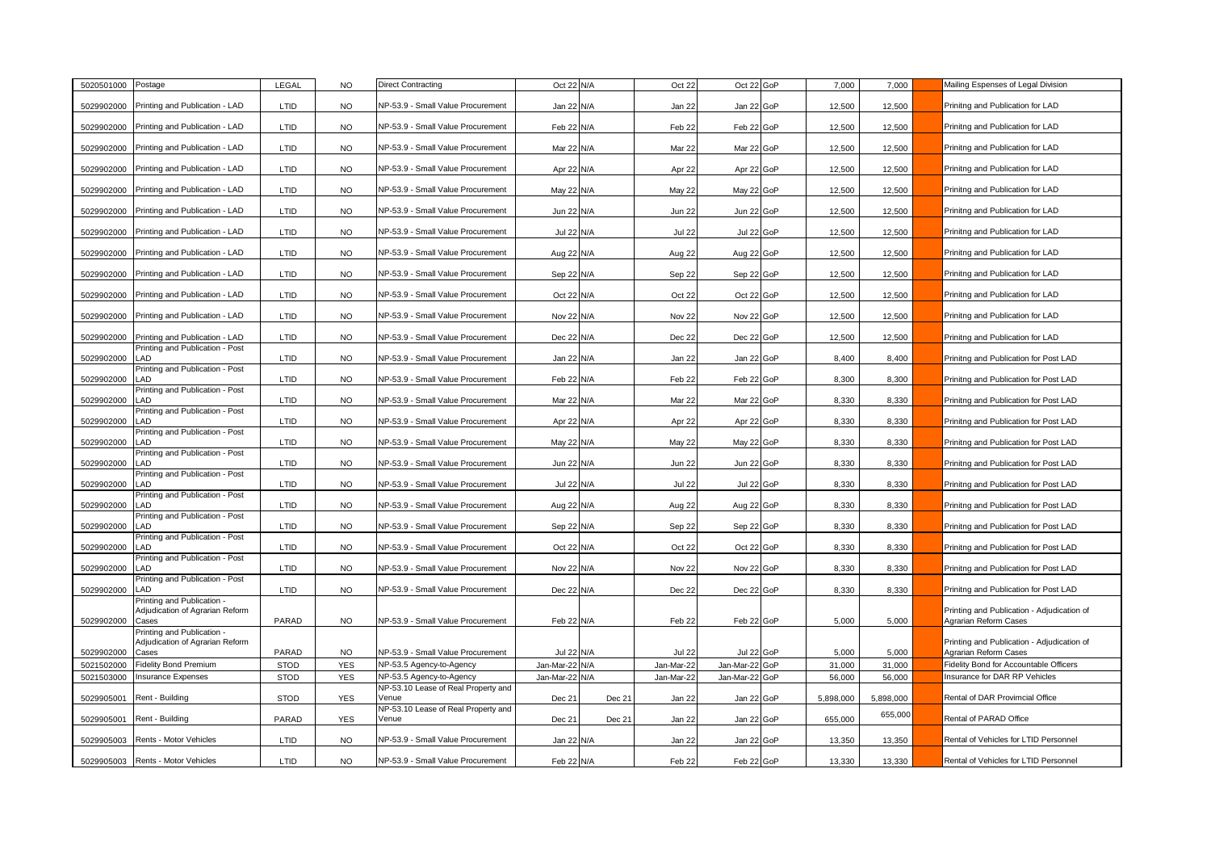| | | | | | | | | | | | | | | |
|---|---|---|---|---|---|---|---|---|---|---|---|---|---|---|
| 5020501000 | Postage | LEGAL | NO | Direct Contracting | Oct 22 | N/A | Oct 22 | Oct 22 | GoP | 7,000 | 7,000 | | Mailing Espenses of Legal Division |
| 5029902000 | Printing and Publication - LAD | LTID | NO | NP-53.9 - Small Value Procurement | Jan 22 | N/A | Jan 22 | Jan 22 | GoP | 12,500 | 12,500 | | Prinitng and Publication for LAD |
| 5029902000 | Printing and Publication - LAD | LTID | NO | NP-53.9 - Small Value Procurement | Feb 22 | N/A | Feb 22 | Feb 22 | GoP | 12,500 | 12,500 | | Prinitng and Publication for LAD |
| 5029902000 | Printing and Publication - LAD | LTID | NO | NP-53.9 - Small Value Procurement | Mar 22 | N/A | Mar 22 | Mar 22 | GoP | 12,500 | 12,500 | | Prinitng and Publication for LAD |
| 5029902000 | Printing and Publication - LAD | LTID | NO | NP-53.9 - Small Value Procurement | Apr 22 | N/A | Apr 22 | Apr 22 | GoP | 12,500 | 12,500 | | Prinitng and Publication for LAD |
| 5029902000 | Printing and Publication - LAD | LTID | NO | NP-53.9 - Small Value Procurement | May 22 | N/A | May 22 | May 22 | GoP | 12,500 | 12,500 | | Prinitng and Publication for LAD |
| 5029902000 | Printing and Publication - LAD | LTID | NO | NP-53.9 - Small Value Procurement | Jun 22 | N/A | Jun 22 | Jun 22 | GoP | 12,500 | 12,500 | | Prinitng and Publication for LAD |
| 5029902000 | Printing and Publication - LAD | LTID | NO | NP-53.9 - Small Value Procurement | Jul 22 | N/A | Jul 22 | Jul 22 | GoP | 12,500 | 12,500 | | Prinitng and Publication for LAD |
| 5029902000 | Printing and Publication - LAD | LTID | NO | NP-53.9 - Small Value Procurement | Aug 22 | N/A | Aug 22 | Aug 22 | GoP | 12,500 | 12,500 | | Prinitng and Publication for LAD |
| 5029902000 | Printing and Publication - LAD | LTID | NO | NP-53.9 - Small Value Procurement | Sep 22 | N/A | Sep 22 | Sep 22 | GoP | 12,500 | 12,500 | | Prinitng and Publication for LAD |
| 5029902000 | Printing and Publication - LAD | LTID | NO | NP-53.9 - Small Value Procurement | Oct 22 | N/A | Oct 22 | Oct 22 | GoP | 12,500 | 12,500 | | Prinitng and Publication for LAD |
| 5029902000 | Printing and Publication - LAD | LTID | NO | NP-53.9 - Small Value Procurement | Nov 22 | N/A | Nov 22 | Nov 22 | GoP | 12,500 | 12,500 | | Prinitng and Publication for LAD |
| 5029902000 | Printing and Publication - LAD | LTID | NO | NP-53.9 - Small Value Procurement | Dec 22 | N/A | Dec 22 | Dec 22 | GoP | 12,500 | 12,500 | | Prinitng and Publication for LAD |
| 5029902000 | Printing and Publication - Post LAD | LTID | NO | NP-53.9 - Small Value Procurement | Jan 22 | N/A | Jan 22 | Jan 22 | GoP | 8,400 | 8,400 | | Prinitng and Publication for Post LAD |
| 5029902000 | Printing and Publication - Post LAD | LTID | NO | NP-53.9 - Small Value Procurement | Feb 22 | N/A | Feb 22 | Feb 22 | GoP | 8,300 | 8,300 | | Prinitng and Publication for Post LAD |
| 5029902000 | Printing and Publication - Post LAD | LTID | NO | NP-53.9 - Small Value Procurement | Mar 22 | N/A | Mar 22 | Mar 22 | GoP | 8,330 | 8,330 | | Prinitng and Publication for Post LAD |
| 5029902000 | Printing and Publication - Post LAD | LTID | NO | NP-53.9 - Small Value Procurement | Apr 22 | N/A | Apr 22 | Apr 22 | GoP | 8,330 | 8,330 | | Prinitng and Publication for Post LAD |
| 5029902000 | Printing and Publication - Post LAD | LTID | NO | NP-53.9 - Small Value Procurement | May 22 | N/A | May 22 | May 22 | GoP | 8,330 | 8,330 | | Prinitng and Publication for Post LAD |
| 5029902000 | Printing and Publication - Post LAD | LTID | NO | NP-53.9 - Small Value Procurement | Jun 22 | N/A | Jun 22 | Jun 22 | GoP | 8,330 | 8,330 | | Prinitng and Publication for Post LAD |
| 5029902000 | Printing and Publication - Post LAD | LTID | NO | NP-53.9 - Small Value Procurement | Jul 22 | N/A | Jul 22 | Jul 22 | GoP | 8,330 | 8,330 | | Prinitng and Publication for Post LAD |
| 5029902000 | Printing and Publication - Post LAD | LTID | NO | NP-53.9 - Small Value Procurement | Aug 22 | N/A | Aug 22 | Aug 22 | GoP | 8,330 | 8,330 | | Prinitng and Publication for Post LAD |
| 5029902000 | Printing and Publication - Post LAD | LTID | NO | NP-53.9 - Small Value Procurement | Sep 22 | N/A | Sep 22 | Sep 22 | GoP | 8,330 | 8,330 | | Prinitng and Publication for Post LAD |
| 5029902000 | Printing and Publication - Post LAD | LTID | NO | NP-53.9 - Small Value Procurement | Oct 22 | N/A | Oct 22 | Oct 22 | GoP | 8,330 | 8,330 | | Prinitng and Publication for Post LAD |
| 5029902000 | Printing and Publication - Post LAD | LTID | NO | NP-53.9 - Small Value Procurement | Nov 22 | N/A | Nov 22 | Nov 22 | GoP | 8,330 | 8,330 | | Prinitng and Publication for Post LAD |
| 5029902000 | Printing and Publication - Post LAD | LTID | NO | NP-53.9 - Small Value Procurement | Dec 22 | N/A | Dec 22 | Dec 22 | GoP | 8,330 | 8,330 | | Prinitng and Publication for Post LAD |
| 5029902000 | Printing and Publication - Adjudication of Agrarian Reform Cases | PARAD | NO | NP-53.9 - Small Value Procurement | Feb 22 | N/A | Feb 22 | Feb 22 | GoP | 5,000 | 5,000 | | Printing and Publication - Adjudication of Agrarian Reform Cases |
| 5029902000 | Printing and Publication - Adjudication of Agrarian Reform Cases | PARAD | NO | NP-53.9 - Small Value Procurement | Jul 22 | N/A | Jul 22 | Jul 22 | GoP | 5,000 | 5,000 | | Printing and Publication - Adjudication of Agrarian Reform Cases |
| 5021502000 | Fidelity Bond Premium | STOD | YES | NP-53.5 Agency-to-Agency | Jan-Mar-22 | N/A | Jan-Mar-22 | Jan-Mar-22 | GoP | 31,000 | 31,000 | | Fidelity Bond for Accountable Officers |
| 5021503000 | Insurance Expenses | STOD | YES | NP-53.5 Agency-to-Agency | Jan-Mar-22 | N/A | Jan-Mar-22 | Jan-Mar-22 | GoP | 56,000 | 56,000 | | Insurance for DAR RP Vehicles |
| 5029905001 | Rent - Building | STOD | YES | NP-53.10 Lease of Real Property and Venue | Dec 21 | Dec 21 | Jan 22 | Jan 22 | GoP | 5,898,000 | 5,898,000 | | Rental of DAR Provimcial Office |
| 5029905001 | Rent - Building | PARAD | YES | NP-53.10 Lease of Real Property and Venue | Dec 21 | Dec 21 | Jan 22 | Jan 22 | GoP | 655,000 | 655,000 | | Rental of PARAD Office |
| 5029905003 | Rents - Motor Vehicles | LTID | NO | NP-53.9 - Small Value Procurement | Jan 22 | N/A | Jan 22 | Jan 22 | GoP | 13,350 | 13,350 | | Rental of Vehicles for LTID Personnel |
| 5029905003 | Rents - Motor Vehicles | LTID | NO | NP-53.9 - Small Value Procurement | Feb 22 | N/A | Feb 22 | Feb 22 | GoP | 13,330 | 13,330 | | Rental of Vehicles for LTID Personnel |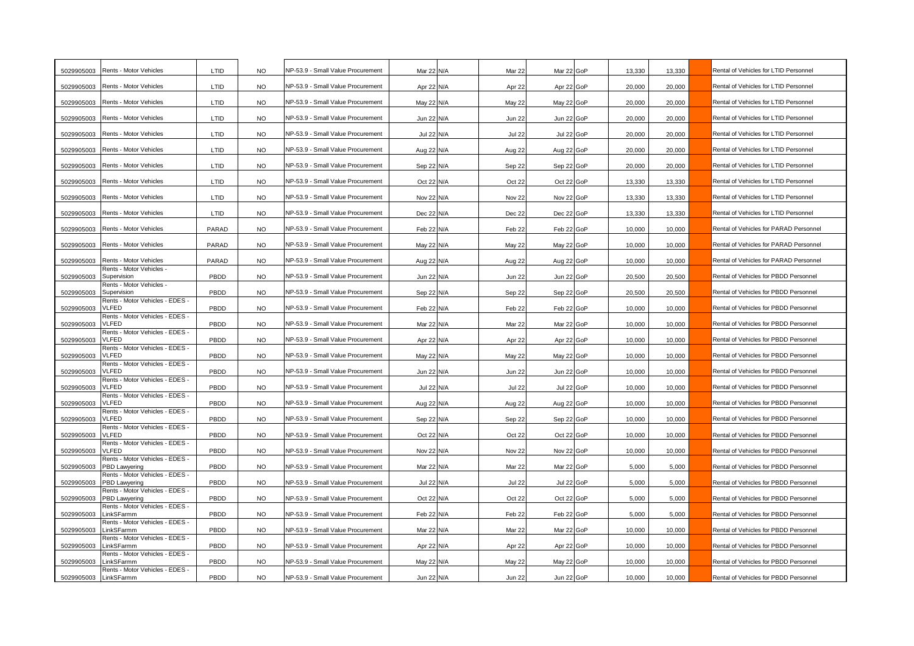| | | | | | | | | | | | | |
|---|---|---|---|---|---|---|---|---|---|---|---|---|
| 5029905003 | Rents - Motor Vehicles | LTID | NO | NP-53.9 - Small Value Procurement | Mar 22 | N/A | Mar 22 | Mar 22 | GoP | 13,330 | 13,330 | Rental of Vehicles for LTID Personnel |
| 5029905003 | Rents - Motor Vehicles | LTID | NO | NP-53.9 - Small Value Procurement | Apr 22 | N/A | Apr 22 | Apr 22 | GoP | 20,000 | 20,000 | Rental of Vehicles for LTID Personnel |
| 5029905003 | Rents - Motor Vehicles | LTID | NO | NP-53.9 - Small Value Procurement | May 22 | N/A | May 22 | May 22 | GoP | 20,000 | 20,000 | Rental of Vehicles for LTID Personnel |
| 5029905003 | Rents - Motor Vehicles | LTID | NO | NP-53.9 - Small Value Procurement | Jun 22 | N/A | Jun 22 | Jun 22 | GoP | 20,000 | 20,000 | Rental of Vehicles for LTID Personnel |
| 5029905003 | Rents - Motor Vehicles | LTID | NO | NP-53.9 - Small Value Procurement | Jul 22 | N/A | Jul 22 | Jul 22 | GoP | 20,000 | 20,000 | Rental of Vehicles for LTID Personnel |
| 5029905003 | Rents - Motor Vehicles | LTID | NO | NP-53.9 - Small Value Procurement | Aug 22 | N/A | Aug 22 | Aug 22 | GoP | 20,000 | 20,000 | Rental of Vehicles for LTID Personnel |
| 5029905003 | Rents - Motor Vehicles | LTID | NO | NP-53.9 - Small Value Procurement | Sep 22 | N/A | Sep 22 | Sep 22 | GoP | 20,000 | 20,000 | Rental of Vehicles for LTID Personnel |
| 5029905003 | Rents - Motor Vehicles | LTID | NO | NP-53.9 - Small Value Procurement | Oct 22 | N/A | Oct 22 | Oct 22 | GoP | 13,330 | 13,330 | Rental of Vehicles for LTID Personnel |
| 5029905003 | Rents - Motor Vehicles | LTID | NO | NP-53.9 - Small Value Procurement | Nov 22 | N/A | Nov 22 | Nov 22 | GoP | 13,330 | 13,330 | Rental of Vehicles for LTID Personnel |
| 5029905003 | Rents - Motor Vehicles | LTID | NO | NP-53.9 - Small Value Procurement | Dec 22 | N/A | Dec 22 | Dec 22 | GoP | 13,330 | 13,330 | Rental of Vehicles for LTID Personnel |
| 5029905003 | Rents - Motor Vehicles | PARAD | NO | NP-53.9 - Small Value Procurement | Feb 22 | N/A | Feb 22 | Feb 22 | GoP | 10,000 | 10,000 | Rental of Vehicles for PARAD Personnel |
| 5029905003 | Rents - Motor Vehicles | PARAD | NO | NP-53.9 - Small Value Procurement | May 22 | N/A | May 22 | May 22 | GoP | 10,000 | 10,000 | Rental of Vehicles for PARAD Personnel |
| 5029905003 | Rents - Motor Vehicles | PARAD | NO | NP-53.9 - Small Value Procurement | Aug 22 | N/A | Aug 22 | Aug 22 | GoP | 10,000 | 10,000 | Rental of Vehicles for PARAD Personnel |
| 5029905003 | Rents - Motor Vehicles - Supervision | PBDD | NO | NP-53.9 - Small Value Procurement | Jun 22 | N/A | Jun 22 | Jun 22 | GoP | 20,500 | 20,500 | Rental of Vehicles for PBDD Personnel |
| 5029905003 | Rents - Motor Vehicles - Supervision | PBDD | NO | NP-53.9 - Small Value Procurement | Sep 22 | N/A | Sep 22 | Sep 22 | GoP | 20,500 | 20,500 | Rental of Vehicles for PBDD Personnel |
| 5029905003 | Rents - Motor Vehicles - EDES - VLFED | PBDD | NO | NP-53.9 - Small Value Procurement | Feb 22 | N/A | Feb 22 | Feb 22 | GoP | 10,000 | 10,000 | Rental of Vehicles for PBDD Personnel |
| 5029905003 | Rents - Motor Vehicles - EDES - VLFED | PBDD | NO | NP-53.9 - Small Value Procurement | Mar 22 | N/A | Mar 22 | Mar 22 | GoP | 10,000 | 10,000 | Rental of Vehicles for PBDD Personnel |
| 5029905003 | Rents - Motor Vehicles - EDES - VLFED | PBDD | NO | NP-53.9 - Small Value Procurement | Apr 22 | N/A | Apr 22 | Apr 22 | GoP | 10,000 | 10,000 | Rental of Vehicles for PBDD Personnel |
| 5029905003 | Rents - Motor Vehicles - EDES - VLFED | PBDD | NO | NP-53.9 - Small Value Procurement | May 22 | N/A | May 22 | May 22 | GoP | 10,000 | 10,000 | Rental of Vehicles for PBDD Personnel |
| 5029905003 | Rents - Motor Vehicles - EDES - VLFED | PBDD | NO | NP-53.9 - Small Value Procurement | Jun 22 | N/A | Jun 22 | Jun 22 | GoP | 10,000 | 10,000 | Rental of Vehicles for PBDD Personnel |
| 5029905003 | Rents - Motor Vehicles - EDES - VLFED | PBDD | NO | NP-53.9 - Small Value Procurement | Jul 22 | N/A | Jul 22 | Jul 22 | GoP | 10,000 | 10,000 | Rental of Vehicles for PBDD Personnel |
| 5029905003 | Rents - Motor Vehicles - EDES - VLFED | PBDD | NO | NP-53.9 - Small Value Procurement | Aug 22 | N/A | Aug 22 | Aug 22 | GoP | 10,000 | 10,000 | Rental of Vehicles for PBDD Personnel |
| 5029905003 | Rents - Motor Vehicles - EDES - VLFED | PBDD | NO | NP-53.9 - Small Value Procurement | Sep 22 | N/A | Sep 22 | Sep 22 | GoP | 10,000 | 10,000 | Rental of Vehicles for PBDD Personnel |
| 5029905003 | Rents - Motor Vehicles - EDES - VLFED | PBDD | NO | NP-53.9 - Small Value Procurement | Oct 22 | N/A | Oct 22 | Oct 22 | GoP | 10,000 | 10,000 | Rental of Vehicles for PBDD Personnel |
| 5029905003 | Rents - Motor Vehicles - EDES - VLFED | PBDD | NO | NP-53.9 - Small Value Procurement | Nov 22 | N/A | Nov 22 | Nov 22 | GoP | 10,000 | 10,000 | Rental of Vehicles for PBDD Personnel |
| 5029905003 | Rents - Motor Vehicles - EDES - PBD Lawyering | PBDD | NO | NP-53.9 - Small Value Procurement | Mar 22 | N/A | Mar 22 | Mar 22 | GoP | 5,000 | 5,000 | Rental of Vehicles for PBDD Personnel |
| 5029905003 | Rents - Motor Vehicles - EDES - PBD Lawyering | PBDD | NO | NP-53.9 - Small Value Procurement | Jul 22 | N/A | Jul 22 | Jul 22 | GoP | 5,000 | 5,000 | Rental of Vehicles for PBDD Personnel |
| 5029905003 | Rents - Motor Vehicles - EDES - PBD Lawyering | PBDD | NO | NP-53.9 - Small Value Procurement | Oct 22 | N/A | Oct 22 | Oct 22 | GoP | 5,000 | 5,000 | Rental of Vehicles for PBDD Personnel |
| 5029905003 | Rents - Motor Vehicles - EDES - LinkSFarmm | PBDD | NO | NP-53.9 - Small Value Procurement | Feb 22 | N/A | Feb 22 | Feb 22 | GoP | 5,000 | 5,000 | Rental of Vehicles for PBDD Personnel |
| 5029905003 | Rents - Motor Vehicles - EDES - LinkSFarmm | PBDD | NO | NP-53.9 - Small Value Procurement | Mar 22 | N/A | Mar 22 | Mar 22 | GoP | 10,000 | 10,000 | Rental of Vehicles for PBDD Personnel |
| 5029905003 | Rents - Motor Vehicles - EDES - LinkSFarmm | PBDD | NO | NP-53.9 - Small Value Procurement | Apr 22 | N/A | Apr 22 | Apr 22 | GoP | 10,000 | 10,000 | Rental of Vehicles for PBDD Personnel |
| 5029905003 | Rents - Motor Vehicles - EDES - LinkSFarmm | PBDD | NO | NP-53.9 - Small Value Procurement | May 22 | N/A | May 22 | May 22 | GoP | 10,000 | 10,000 | Rental of Vehicles for PBDD Personnel |
| 5029905003 | Rents - Motor Vehicles - EDES - LinkSFarmm | PBDD | NO | NP-53.9 - Small Value Procurement | Jun 22 | N/A | Jun 22 | Jun 22 | GoP | 10,000 | 10,000 | Rental of Vehicles for PBDD Personnel |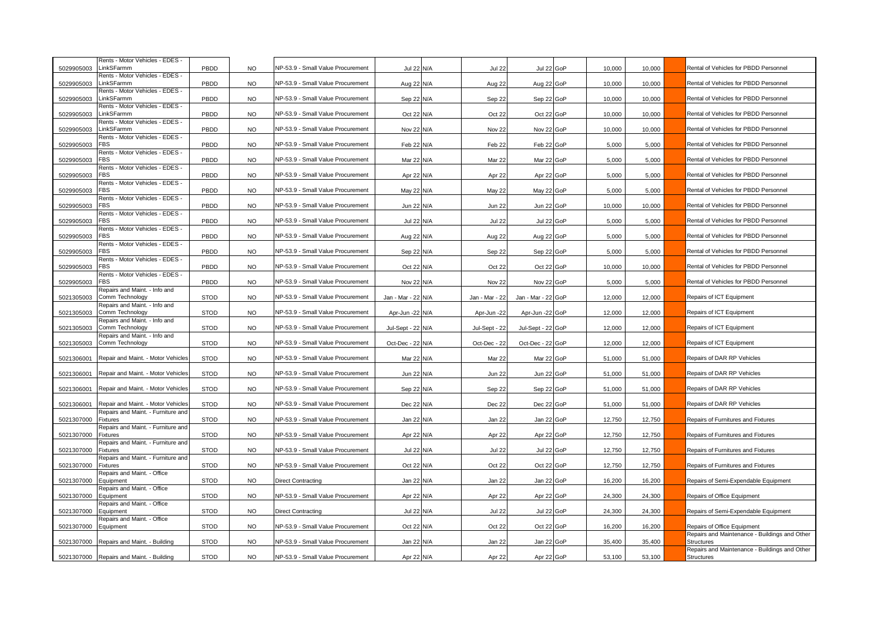| | | | | | | | | | | | | | | |
|---|---|---|---|---|---|---|---|---|---|---|---|---|---|---|
| 5029905003 | Rents - Motor Vehicles - EDES - LinkSFarmm | PBDD | NO | NP-53.9 - Small Value Procurement | Jul 22 | N/A | Jul 22 | Jul 22 | GoP | 10,000 | 10,000 | | | Rental of Vehicles for PBDD Personnel |
| 5029905003 | Rents - Motor Vehicles - EDES - LinkSFarmm | PBDD | NO | NP-53.9 - Small Value Procurement | Aug 22 | N/A | Aug 22 | Aug 22 | GoP | 10,000 | 10,000 | | | Rental of Vehicles for PBDD Personnel |
| 5029905003 | Rents - Motor Vehicles - EDES - LinkSFarmm | PBDD | NO | NP-53.9 - Small Value Procurement | Sep 22 | N/A | Sep 22 | Sep 22 | GoP | 10,000 | 10,000 | | | Rental of Vehicles for PBDD Personnel |
| 5029905003 | Rents - Motor Vehicles - EDES - LinkSFarmm | PBDD | NO | NP-53.9 - Small Value Procurement | Oct 22 | N/A | Oct 22 | Oct 22 | GoP | 10,000 | 10,000 | | | Rental of Vehicles for PBDD Personnel |
| 5029905003 | Rents - Motor Vehicles - EDES - LinkSFarmm | PBDD | NO | NP-53.9 - Small Value Procurement | Nov 22 | N/A | Nov 22 | Nov 22 | GoP | 10,000 | 10,000 | | | Rental of Vehicles for PBDD Personnel |
| 5029905003 | Rents - Motor Vehicles - EDES - FBS | PBDD | NO | NP-53.9 - Small Value Procurement | Feb 22 | N/A | Feb 22 | Feb 22 | GoP | 5,000 | 5,000 | | | Rental of Vehicles for PBDD Personnel |
| 5029905003 | Rents - Motor Vehicles - EDES - FBS | PBDD | NO | NP-53.9 - Small Value Procurement | Mar 22 | N/A | Mar 22 | Mar 22 | GoP | 5,000 | 5,000 | | | Rental of Vehicles for PBDD Personnel |
| 5029905003 | Rents - Motor Vehicles - EDES - FBS | PBDD | NO | NP-53.9 - Small Value Procurement | Apr 22 | N/A | Apr 22 | Apr 22 | GoP | 5,000 | 5,000 | | | Rental of Vehicles for PBDD Personnel |
| 5029905003 | Rents - Motor Vehicles - EDES - FBS | PBDD | NO | NP-53.9 - Small Value Procurement | May 22 | N/A | May 22 | May 22 | GoP | 5,000 | 5,000 | | | Rental of Vehicles for PBDD Personnel |
| 5029905003 | Rents - Motor Vehicles - EDES - FBS | PBDD | NO | NP-53.9 - Small Value Procurement | Jun 22 | N/A | Jun 22 | Jun 22 | GoP | 10,000 | 10,000 | | | Rental of Vehicles for PBDD Personnel |
| 5029905003 | Rents - Motor Vehicles - EDES - FBS | PBDD | NO | NP-53.9 - Small Value Procurement | Jul 22 | N/A | Jul 22 | Jul 22 | GoP | 5,000 | 5,000 | | | Rental of Vehicles for PBDD Personnel |
| 5029905003 | Rents - Motor Vehicles - EDES - FBS | PBDD | NO | NP-53.9 - Small Value Procurement | Aug 22 | N/A | Aug 22 | Aug 22 | GoP | 5,000 | 5,000 | | | Rental of Vehicles for PBDD Personnel |
| 5029905003 | Rents - Motor Vehicles - EDES - FBS | PBDD | NO | NP-53.9 - Small Value Procurement | Sep 22 | N/A | Sep 22 | Sep 22 | GoP | 5,000 | 5,000 | | | Rental of Vehicles for PBDD Personnel |
| 5029905003 | Rents - Motor Vehicles - EDES - FBS | PBDD | NO | NP-53.9 - Small Value Procurement | Oct 22 | N/A | Oct 22 | Oct 22 | GoP | 10,000 | 10,000 | | | Rental of Vehicles for PBDD Personnel |
| 5029905003 | Rents - Motor Vehicles - EDES - FBS | PBDD | NO | NP-53.9 - Small Value Procurement | Nov 22 | N/A | Nov 22 | Nov 22 | GoP | 5,000 | 5,000 | | | Rental of Vehicles for PBDD Personnel |
| 5021305003 | Repairs and Maint. - Info and Comm Technology | STOD | NO | NP-53.9 - Small Value Procurement | Jan - Mar - 22 | N/A | Jan - Mar - 22 | Jan - Mar - 22 | GoP | 12,000 | 12,000 | | | Repairs of ICT Equipment |
| 5021305003 | Repairs and Maint. - Info and Comm Technology | STOD | NO | NP-53.9 - Small Value Procurement | Apr-Jun -22 | N/A | Apr-Jun -22 | Apr-Jun -22 | GoP | 12,000 | 12,000 | | | Repairs of ICT Equipment |
| 5021305003 | Repairs and Maint. - Info and Comm Technology | STOD | NO | NP-53.9 - Small Value Procurement | Jul-Sept - 22 | N/A | Jul-Sept - 22 | Jul-Sept - 22 | GoP | 12,000 | 12,000 | | | Repairs of ICT Equipment |
| 5021305003 | Repairs and Maint. - Info and Comm Technology | STOD | NO | NP-53.9 - Small Value Procurement | Oct-Dec - 22 | N/A | Oct-Dec - 22 | Oct-Dec - 22 | GoP | 12,000 | 12,000 | | | Repairs of ICT Equipment |
| 5021306001 | Repair and Maint. - Motor Vehicles | STOD | NO | NP-53.9 - Small Value Procurement | Mar 22 | N/A | Mar 22 | Mar 22 | GoP | 51,000 | 51,000 | | | Repairs of DAR RP Vehicles |
| 5021306001 | Repair and Maint. - Motor Vehicles | STOD | NO | NP-53.9 - Small Value Procurement | Jun 22 | N/A | Jun 22 | Jun 22 | GoP | 51,000 | 51,000 | | | Repairs of DAR RP Vehicles |
| 5021306001 | Repair and Maint. - Motor Vehicles | STOD | NO | NP-53.9 - Small Value Procurement | Sep 22 | N/A | Sep 22 | Sep 22 | GoP | 51,000 | 51,000 | | | Repairs of DAR RP Vehicles |
| 5021306001 | Repair and Maint. - Motor Vehicles | STOD | NO | NP-53.9 - Small Value Procurement | Dec 22 | N/A | Dec 22 | Dec 22 | GoP | 51,000 | 51,000 | | | Repairs of DAR RP Vehicles |
| 5021307000 | Repairs and Maint. - Furniture and Fixtures | STOD | NO | NP-53.9 - Small Value Procurement | Jan 22 | N/A | Jan 22 | Jan 22 | GoP | 12,750 | 12,750 | | | Repairs of Furnitures and Fixtures |
| 5021307000 | Repairs and Maint. - Furniture and Fixtures | STOD | NO | NP-53.9 - Small Value Procurement | Apr 22 | N/A | Apr 22 | Apr 22 | GoP | 12,750 | 12,750 | | | Repairs of Furnitures and Fixtures |
| 5021307000 | Repairs and Maint. - Furniture and Fixtures | STOD | NO | NP-53.9 - Small Value Procurement | Jul 22 | N/A | Jul 22 | Jul 22 | GoP | 12,750 | 12,750 | | | Repairs of Furnitures and Fixtures |
| 5021307000 | Repairs and Maint. - Furniture and Fixtures | STOD | NO | NP-53.9 - Small Value Procurement | Oct 22 | N/A | Oct 22 | Oct 22 | GoP | 12,750 | 12,750 | | | Repairs of Furnitures and Fixtures |
| 5021307000 | Repairs and Maint. - Office Equipment | STOD | NO | Direct Contracting | Jan 22 | N/A | Jan 22 | Jan 22 | GoP | 16,200 | 16,200 | | | Repairs of Semi-Expendable Equipment |
| 5021307000 | Repairs and Maint. - Office Equipment | STOD | NO | NP-53.9 - Small Value Procurement | Apr 22 | N/A | Apr 22 | Apr 22 | GoP | 24,300 | 24,300 | | | Repairs of Office Equipment |
| 5021307000 | Repairs and Maint. - Office Equipment | STOD | NO | Direct Contracting | Jul 22 | N/A | Jul 22 | Jul 22 | GoP | 24,300 | 24,300 | | | Repairs of Semi-Expendable Equipment |
| 5021307000 | Repairs and Maint. - Office Equipment | STOD | NO | NP-53.9 - Small Value Procurement | Oct 22 | N/A | Oct 22 | Oct 22 | GoP | 16,200 | 16,200 | | | Repairs of Office Equipment |
| 5021307000 | Repairs and Maint. - Building | STOD | NO | NP-53.9 - Small Value Procurement | Jan 22 | N/A | Jan 22 | Jan 22 | GoP | 35,400 | 35,400 | | | Repairs and Maintenance - Buildings and Other Structures |
| 5021307000 | Repairs and Maint. - Building | STOD | NO | NP-53.9 - Small Value Procurement | Apr 22 | N/A | Apr 22 | Apr 22 | GoP | 53,100 | 53,100 | | | Repairs and Maintenance - Buildings and Other Structures |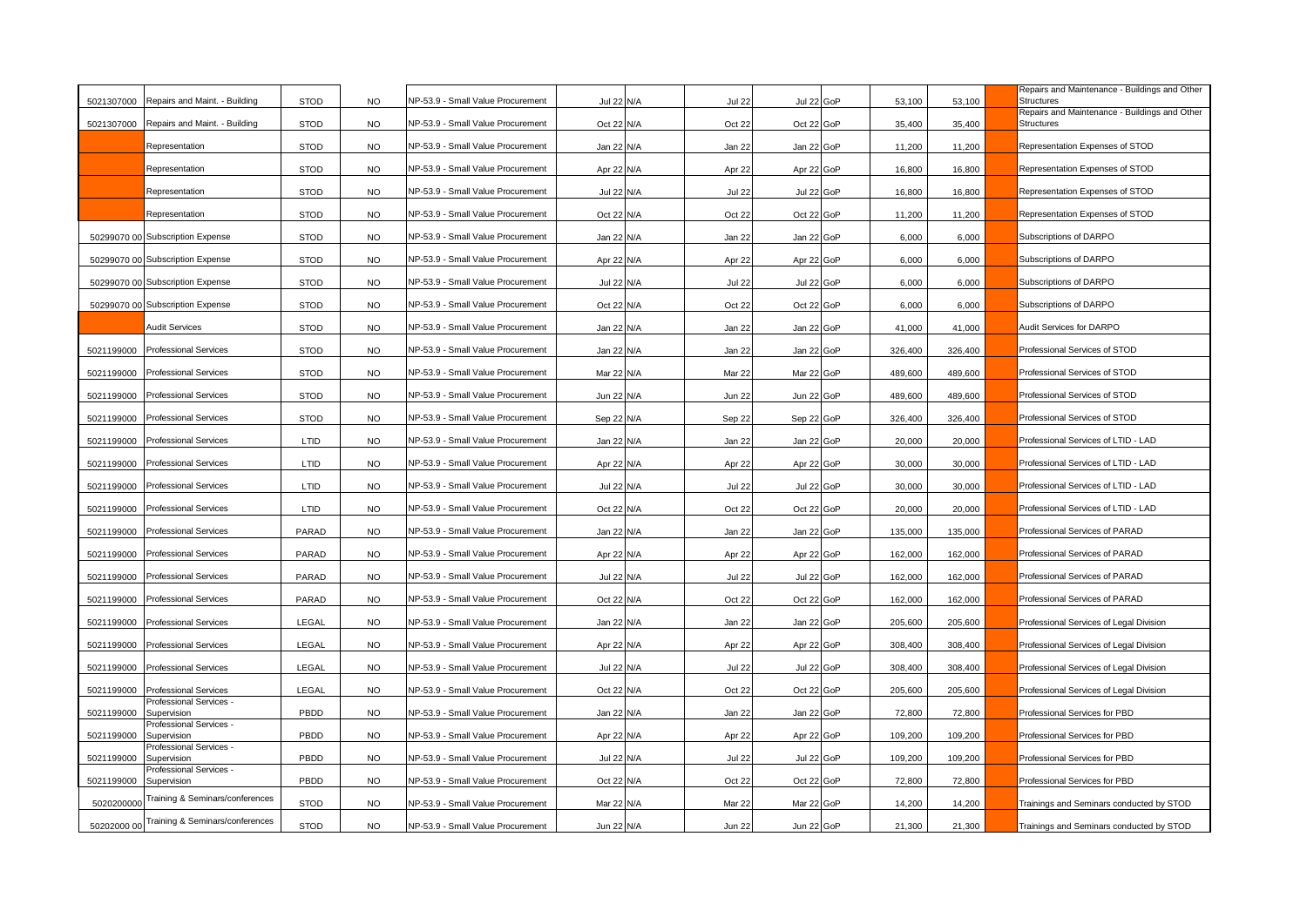| | | | | | | | | | | | | | |
|---|---|---|---|---|---|---|---|---|---|---|---|---|---|
| 5021307000 | Repairs and Maint. - Building | STOD | NO | NP-53.9 - Small Value Procurement | Jul 22 | N/A | Jul 22 | Jul 22 | GoP | 53,100 | 53,100 | | Repairs and Maintenance - Buildings and Other Structures |
| 5021307000 | Repairs and Maint. - Building | STOD | NO | NP-53.9 - Small Value Procurement | Oct 22 | N/A | Oct 22 | Oct 22 | GoP | 35,400 | 35,400 | | Repairs and Maintenance - Buildings and Other Structures |
| | Representation | STOD | NO | NP-53.9 - Small Value Procurement | Jan 22 | N/A | Jan 22 | Jan 22 | GoP | 11,200 | 11,200 | | Representation Expenses of STOD |
| | Representation | STOD | NO | NP-53.9 - Small Value Procurement | Apr 22 | N/A | Apr 22 | Apr 22 | GoP | 16,800 | 16,800 | | Representation Expenses of STOD |
| | Representation | STOD | NO | NP-53.9 - Small Value Procurement | Jul 22 | N/A | Jul 22 | Jul 22 | GoP | 16,800 | 16,800 | | Representation Expenses of STOD |
| | Representation | STOD | NO | NP-53.9 - Small Value Procurement | Oct 22 | N/A | Oct 22 | Oct 22 | GoP | 11,200 | 11,200 | | Representation Expenses of STOD |
| 50299070 00 | Subscription Expense | STOD | NO | NP-53.9 - Small Value Procurement | Jan 22 | N/A | Jan 22 | Jan 22 | GoP | 6,000 | 6,000 | | Subscriptions of DARPO |
| 50299070 00 | Subscription Expense | STOD | NO | NP-53.9 - Small Value Procurement | Apr 22 | N/A | Apr 22 | Apr 22 | GoP | 6,000 | 6,000 | | Subscriptions of DARPO |
| 50299070 00 | Subscription Expense | STOD | NO | NP-53.9 - Small Value Procurement | Jul 22 | N/A | Jul 22 | Jul 22 | GoP | 6,000 | 6,000 | | Subscriptions of DARPO |
| 50299070 00 | Subscription Expense | STOD | NO | NP-53.9 - Small Value Procurement | Oct 22 | N/A | Oct 22 | Oct 22 | GoP | 6,000 | 6,000 | | Subscriptions of DARPO |
| | Audit Services | STOD | NO | NP-53.9 - Small Value Procurement | Jan 22 | N/A | Jan 22 | Jan 22 | GoP | 41,000 | 41,000 | | Audit Services for DARPO |
| 5021199000 | Professional Services | STOD | NO | NP-53.9 - Small Value Procurement | Jan 22 | N/A | Jan 22 | Jan 22 | GoP | 326,400 | 326,400 | | Professional Services of STOD |
| 5021199000 | Professional Services | STOD | NO | NP-53.9 - Small Value Procurement | Mar 22 | N/A | Mar 22 | Mar 22 | GoP | 489,600 | 489,600 | | Professional Services of STOD |
| 5021199000 | Professional Services | STOD | NO | NP-53.9 - Small Value Procurement | Jun 22 | N/A | Jun 22 | Jun 22 | GoP | 489,600 | 489,600 | | Professional Services of STOD |
| 5021199000 | Professional Services | STOD | NO | NP-53.9 - Small Value Procurement | Sep 22 | N/A | Sep 22 | Sep 22 | GoP | 326,400 | 326,400 | | Professional Services of STOD |
| 5021199000 | Professional Services | LTID | NO | NP-53.9 - Small Value Procurement | Jan 22 | N/A | Jan 22 | Jan 22 | GoP | 20,000 | 20,000 | | Professional Services of LTID - LAD |
| 5021199000 | Professional Services | LTID | NO | NP-53.9 - Small Value Procurement | Apr 22 | N/A | Apr 22 | Apr 22 | GoP | 30,000 | 30,000 | | Professional Services of LTID - LAD |
| 5021199000 | Professional Services | LTID | NO | NP-53.9 - Small Value Procurement | Jul 22 | N/A | Jul 22 | Jul 22 | GoP | 30,000 | 30,000 | | Professional Services of LTID - LAD |
| 5021199000 | Professional Services | LTID | NO | NP-53.9 - Small Value Procurement | Oct 22 | N/A | Oct 22 | Oct 22 | GoP | 20,000 | 20,000 | | Professional Services of LTID - LAD |
| 5021199000 | Professional Services | PARAD | NO | NP-53.9 - Small Value Procurement | Jan 22 | N/A | Jan 22 | Jan 22 | GoP | 135,000 | 135,000 | | Professional Services of PARAD |
| 5021199000 | Professional Services | PARAD | NO | NP-53.9 - Small Value Procurement | Apr 22 | N/A | Apr 22 | Apr 22 | GoP | 162,000 | 162,000 | | Professional Services of PARAD |
| 5021199000 | Professional Services | PARAD | NO | NP-53.9 - Small Value Procurement | Jul 22 | N/A | Jul 22 | Jul 22 | GoP | 162,000 | 162,000 | | Professional Services of PARAD |
| 5021199000 | Professional Services | PARAD | NO | NP-53.9 - Small Value Procurement | Oct 22 | N/A | Oct 22 | Oct 22 | GoP | 162,000 | 162,000 | | Professional Services of PARAD |
| 5021199000 | Professional Services | LEGAL | NO | NP-53.9 - Small Value Procurement | Jan 22 | N/A | Jan 22 | Jan 22 | GoP | 205,600 | 205,600 | | Professional Services of Legal Division |
| 5021199000 | Professional Services | LEGAL | NO | NP-53.9 - Small Value Procurement | Apr 22 | N/A | Apr 22 | Apr 22 | GoP | 308,400 | 308,400 | | Professional Services of Legal Division |
| 5021199000 | Professional Services | LEGAL | NO | NP-53.9 - Small Value Procurement | Jul 22 | N/A | Jul 22 | Jul 22 | GoP | 308,400 | 308,400 | | Professional Services of Legal Division |
| 5021199000 | Professional Services | LEGAL | NO | NP-53.9 - Small Value Procurement | Oct 22 | N/A | Oct 22 | Oct 22 | GoP | 205,600 | 205,600 | | Professional Services of Legal Division |
| 5021199000 | Professional Services - Supervision | PBDD | NO | NP-53.9 - Small Value Procurement | Jan 22 | N/A | Jan 22 | Jan 22 | GoP | 72,800 | 72,800 | | Professional Services for PBD |
| 5021199000 | Professional Services - Supervision | PBDD | NO | NP-53.9 - Small Value Procurement | Apr 22 | N/A | Apr 22 | Apr 22 | GoP | 109,200 | 109,200 | | Professional Services for PBD |
| 5021199000 | Professional Services - Supervision | PBDD | NO | NP-53.9 - Small Value Procurement | Jul 22 | N/A | Jul 22 | Jul 22 | GoP | 109,200 | 109,200 | | Professional Services for PBD |
| 5021199000 | Professional Services - Supervision | PBDD | NO | NP-53.9 - Small Value Procurement | Oct 22 | N/A | Oct 22 | Oct 22 | GoP | 72,800 | 72,800 | | Professional Services for PBD |
| 5020200000 | Training & Seminars/conferences | STOD | NO | NP-53.9 - Small Value Procurement | Mar 22 | N/A | Mar 22 | Mar 22 | GoP | 14,200 | 14,200 | | Trainings and Seminars conducted by STOD |
| 50202000 00 | Training & Seminars/conferences | STOD | NO | NP-53.9 - Small Value Procurement | Jun 22 | N/A | Jun 22 | Jun 22 | GoP | 21,300 | 21,300 | | Trainings and Seminars conducted by STOD |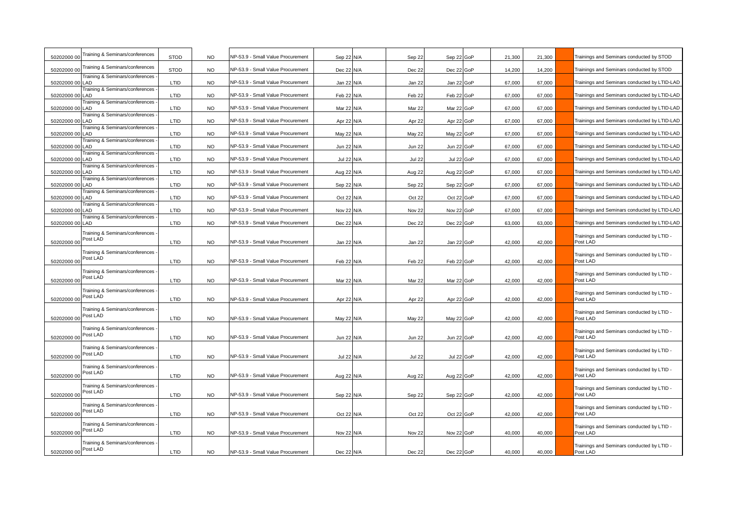| | | | | | | | | | | | | | |
|---|---|---|---|---|---|---|---|---|---|---|---|---|---|
| 50202000 00 | Training & Seminars/conferences | STOD | NO | NP-53.9 - Small Value Procurement | Sep 22 | N/A | Sep 22 | Sep 22 | GoP | 21,300 | 21,300 | | Trainings and Seminars conducted by STOD |
| 50202000 00 | Training & Seminars/conferences | STOD | NO | NP-53.9 - Small Value Procurement | Dec 22 | N/A | Dec 22 | Dec 22 | GoP | 14,200 | 14,200 | | Trainings and Seminars conducted by STOD |
| 50202000 00 | Training & Seminars/conferences - LAD | LTID | NO | NP-53.9 - Small Value Procurement | Jan 22 | N/A | Jan 22 | Jan 22 | GoP | 67,000 | 67,000 | | Trainings and Seminars conducted by LTID-LAD |
| 50202000 00 | Training & Seminars/conferences - LAD | LTID | NO | NP-53.9 - Small Value Procurement | Feb 22 | N/A | Feb 22 | Feb 22 | GoP | 67,000 | 67,000 | | Trainings and Seminars conducted by LTID-LAD |
| 50202000 00 | Training & Seminars/conferences - LAD | LTID | NO | NP-53.9 - Small Value Procurement | Mar 22 | N/A | Mar 22 | Mar 22 | GoP | 67,000 | 67,000 | | Trainings and Seminars conducted by LTID-LAD |
| 50202000 00 | Training & Seminars/conferences - LAD | LTID | NO | NP-53.9 - Small Value Procurement | Apr 22 | N/A | Apr 22 | Apr 22 | GoP | 67,000 | 67,000 | | Trainings and Seminars conducted by LTID-LAD |
| 50202000 00 | Training & Seminars/conferences - LAD | LTID | NO | NP-53.9 - Small Value Procurement | May 22 | N/A | May 22 | May 22 | GoP | 67,000 | 67,000 | | Trainings and Seminars conducted by LTID-LAD |
| 50202000 00 | Training & Seminars/conferences - LAD | LTID | NO | NP-53.9 - Small Value Procurement | Jun 22 | N/A | Jun 22 | Jun 22 | GoP | 67,000 | 67,000 | | Trainings and Seminars conducted by LTID-LAD |
| 50202000 00 | Training & Seminars/conferences - LAD | LTID | NO | NP-53.9 - Small Value Procurement | Jul 22 | N/A | Jul 22 | Jul 22 | GoP | 67,000 | 67,000 | | Trainings and Seminars conducted by LTID-LAD |
| 50202000 00 | Training & Seminars/conferences - LAD | LTID | NO | NP-53.9 - Small Value Procurement | Aug 22 | N/A | Aug 22 | Aug 22 | GoP | 67,000 | 67,000 | | Trainings and Seminars conducted by LTID-LAD |
| 50202000 00 | Training & Seminars/conferences - LAD | LTID | NO | NP-53.9 - Small Value Procurement | Sep 22 | N/A | Sep 22 | Sep 22 | GoP | 67,000 | 67,000 | | Trainings and Seminars conducted by LTID-LAD |
| 50202000 00 | Training & Seminars/conferences - LAD | LTID | NO | NP-53.9 - Small Value Procurement | Oct 22 | N/A | Oct 22 | Oct 22 | GoP | 67,000 | 67,000 | | Trainings and Seminars conducted by LTID-LAD |
| 50202000 00 | Training & Seminars/conferences - LAD | LTID | NO | NP-53.9 - Small Value Procurement | Nov 22 | N/A | Nov 22 | Nov 22 | GoP | 67,000 | 67,000 | | Trainings and Seminars conducted by LTID-LAD |
| 50202000 00 | Training & Seminars/conferences - LAD | LTID | NO | NP-53.9 - Small Value Procurement | Dec 22 | N/A | Dec 22 | Dec 22 | GoP | 63,000 | 63,000 | | Trainings and Seminars conducted by LTID-LAD |
| 50202000 00 | Training & Seminars/conferences - Post LAD | LTID | NO | NP-53.9 - Small Value Procurement | Jan 22 | N/A | Jan 22 | Jan 22 | GoP | 42,000 | 42,000 | | Trainings and Seminars conducted by LTID - Post LAD |
| 50202000 00 | Training & Seminars/conferences - Post LAD | LTID | NO | NP-53.9 - Small Value Procurement | Feb 22 | N/A | Feb 22 | Feb 22 | GoP | 42,000 | 42,000 | | Trainings and Seminars conducted by LTID - Post LAD |
| 50202000 00 | Training & Seminars/conferences - Post LAD | LTID | NO | NP-53.9 - Small Value Procurement | Mar 22 | N/A | Mar 22 | Mar 22 | GoP | 42,000 | 42,000 | | Trainings and Seminars conducted by LTID - Post LAD |
| 50202000 00 | Training & Seminars/conferences - Post LAD | LTID | NO | NP-53.9 - Small Value Procurement | Apr 22 | N/A | Apr 22 | Apr 22 | GoP | 42,000 | 42,000 | | Trainings and Seminars conducted by LTID - Post LAD |
| 50202000 00 | Training & Seminars/conferences - Post LAD | LTID | NO | NP-53.9 - Small Value Procurement | May 22 | N/A | May 22 | May 22 | GoP | 42,000 | 42,000 | | Trainings and Seminars conducted by LTID - Post LAD |
| 50202000 00 | Training & Seminars/conferences - Post LAD | LTID | NO | NP-53.9 - Small Value Procurement | Jun 22 | N/A | Jun 22 | Jun 22 | GoP | 42,000 | 42,000 | | Trainings and Seminars conducted by LTID - Post LAD |
| 50202000 00 | Training & Seminars/conferences - Post LAD | LTID | NO | NP-53.9 - Small Value Procurement | Jul 22 | N/A | Jul 22 | Jul 22 | GoP | 42,000 | 42,000 | | Trainings and Seminars conducted by LTID - Post LAD |
| 50202000 00 | Training & Seminars/conferences - Post LAD | LTID | NO | NP-53.9 - Small Value Procurement | Aug 22 | N/A | Aug 22 | Aug 22 | GoP | 42,000 | 42,000 | | Trainings and Seminars conducted by LTID - Post LAD |
| 50202000 00 | Training & Seminars/conferences - Post LAD | LTID | NO | NP-53.9 - Small Value Procurement | Sep 22 | N/A | Sep 22 | Sep 22 | GoP | 42,000 | 42,000 | | Trainings and Seminars conducted by LTID - Post LAD |
| 50202000 00 | Training & Seminars/conferences - Post LAD | LTID | NO | NP-53.9 - Small Value Procurement | Oct 22 | N/A | Oct 22 | Oct 22 | GoP | 42,000 | 42,000 | | Trainings and Seminars conducted by LTID - Post LAD |
| 50202000 00 | Training & Seminars/conferences - Post LAD | LTID | NO | NP-53.9 - Small Value Procurement | Nov 22 | N/A | Nov 22 | Nov 22 | GoP | 40,000 | 40,000 | | Trainings and Seminars conducted by LTID - Post LAD |
| 50202000 00 | Training & Seminars/conferences - Post LAD | LTID | NO | NP-53.9 - Small Value Procurement | Dec 22 | N/A | Dec 22 | Dec 22 | GoP | 40,000 | 40,000 | | Trainings and Seminars conducted by LTID - Post LAD |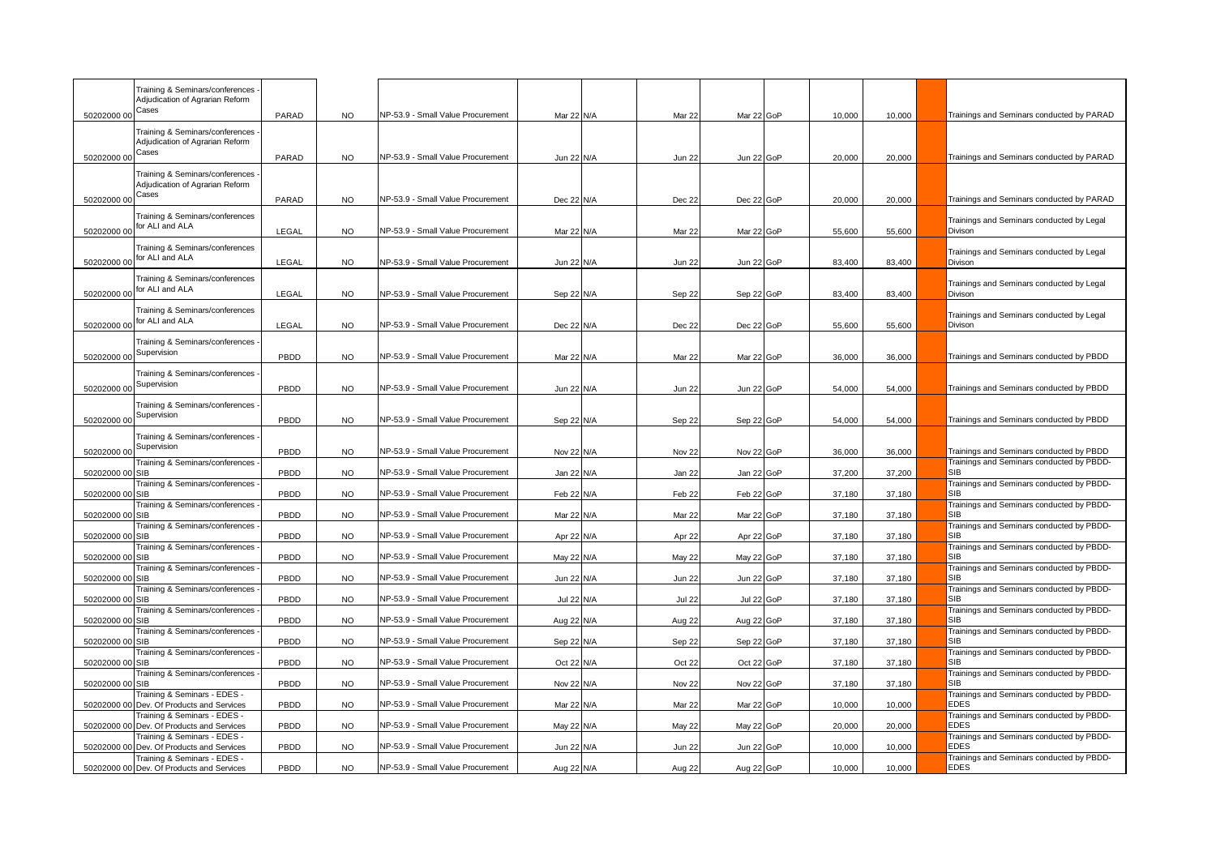| | | | | | | | | | | | | | |
|---|---|---|---|---|---|---|---|---|---|---|---|---|---|
| 50202000 00 | Training & Seminars/conferences - Adjudication of Agrarian Reform Cases | PARAD | NO | NP-53.9 - Small Value Procurement | Mar 22 | N/A | Mar 22 | Mar 22 | GoP | 10,000 | 10,000 | | Trainings and Seminars conducted by PARAD |
| 50202000 00 | Training & Seminars/conferences - Adjudication of Agrarian Reform Cases | PARAD | NO | NP-53.9 - Small Value Procurement | Jun 22 | N/A | Jun 22 | Jun 22 | GoP | 20,000 | 20,000 | | Trainings and Seminars conducted by PARAD |
| 50202000 00 | Training & Seminars/conferences - Adjudication of Agrarian Reform Cases | PARAD | NO | NP-53.9 - Small Value Procurement | Dec 22 | N/A | Dec 22 | Dec 22 | GoP | 20,000 | 20,000 | | Trainings and Seminars conducted by PARAD |
| 50202000 00 | Training & Seminars/conferences for ALI and ALA | LEGAL | NO | NP-53.9 - Small Value Procurement | Mar 22 | N/A | Mar 22 | Mar 22 | GoP | 55,600 | 55,600 | | Trainings and Seminars conducted by Legal Divison |
| 50202000 00 | Training & Seminars/conferences for ALI and ALA | LEGAL | NO | NP-53.9 - Small Value Procurement | Jun 22 | N/A | Jun 22 | Jun 22 | GoP | 83,400 | 83,400 | | Trainings and Seminars conducted by Legal Divison |
| 50202000 00 | Training & Seminars/conferences for ALI and ALA | LEGAL | NO | NP-53.9 - Small Value Procurement | Sep 22 | N/A | Sep 22 | Sep 22 | GoP | 83,400 | 83,400 | | Trainings and Seminars conducted by Legal Divison |
| 50202000 00 | Training & Seminars/conferences for ALI and ALA | LEGAL | NO | NP-53.9 - Small Value Procurement | Dec 22 | N/A | Dec 22 | Dec 22 | GoP | 55,600 | 55,600 | | Trainings and Seminars conducted by Legal Divison |
| 50202000 00 | Training & Seminars/conferences - Supervision | PBDD | NO | NP-53.9 - Small Value Procurement | Mar 22 | N/A | Mar 22 | Mar 22 | GoP | 36,000 | 36,000 | | Trainings and Seminars conducted by PBDD |
| 50202000 00 | Training & Seminars/conferences - Supervision | PBDD | NO | NP-53.9 - Small Value Procurement | Jun 22 | N/A | Jun 22 | Jun 22 | GoP | 54,000 | 54,000 | | Trainings and Seminars conducted by PBDD |
| 50202000 00 | Training & Seminars/conferences - Supervision | PBDD | NO | NP-53.9 - Small Value Procurement | Sep 22 | N/A | Sep 22 | Sep 22 | GoP | 54,000 | 54,000 | | Trainings and Seminars conducted by PBDD |
| 50202000 00 | Training & Seminars/conferences - Supervision | PBDD | NO | NP-53.9 - Small Value Procurement | Nov 22 | N/A | Nov 22 | Nov 22 | GoP | 36,000 | 36,000 | | Trainings and Seminars conducted by PBDD |
| 50202000 00 | Training & Seminars/conferences - SIB | PBDD | NO | NP-53.9 - Small Value Procurement | Jan 22 | N/A | Jan 22 | Jan 22 | GoP | 37,200 | 37,200 | | Trainings and Seminars conducted by PBDD-SIB |
| 50202000 00 | Training & Seminars/conferences - SIB | PBDD | NO | NP-53.9 - Small Value Procurement | Feb 22 | N/A | Feb 22 | Feb 22 | GoP | 37,180 | 37,180 | | Trainings and Seminars conducted by PBDD-SIB |
| 50202000 00 | Training & Seminars/conferences - SIB | PBDD | NO | NP-53.9 - Small Value Procurement | Mar 22 | N/A | Mar 22 | Mar 22 | GoP | 37,180 | 37,180 | | Trainings and Seminars conducted by PBDD-SIB |
| 50202000 00 | Training & Seminars/conferences - SIB | PBDD | NO | NP-53.9 - Small Value Procurement | Apr 22 | N/A | Apr 22 | Apr 22 | GoP | 37,180 | 37,180 | | Trainings and Seminars conducted by PBDD-SIB |
| 50202000 00 | Training & Seminars/conferences - SIB | PBDD | NO | NP-53.9 - Small Value Procurement | May 22 | N/A | May 22 | May 22 | GoP | 37,180 | 37,180 | | Trainings and Seminars conducted by PBDD-SIB |
| 50202000 00 | Training & Seminars/conferences - SIB | PBDD | NO | NP-53.9 - Small Value Procurement | Jun 22 | N/A | Jun 22 | Jun 22 | GoP | 37,180 | 37,180 | | Trainings and Seminars conducted by PBDD-SIB |
| 50202000 00 | Training & Seminars/conferences - SIB | PBDD | NO | NP-53.9 - Small Value Procurement | Jul 22 | N/A | Jul 22 | Jul 22 | GoP | 37,180 | 37,180 | | Trainings and Seminars conducted by PBDD-SIB |
| 50202000 00 | Training & Seminars/conferences - SIB | PBDD | NO | NP-53.9 - Small Value Procurement | Aug 22 | N/A | Aug 22 | Aug 22 | GoP | 37,180 | 37,180 | | Trainings and Seminars conducted by PBDD-SIB |
| 50202000 00 | Training & Seminars/conferences - SIB | PBDD | NO | NP-53.9 - Small Value Procurement | Sep 22 | N/A | Sep 22 | Sep 22 | GoP | 37,180 | 37,180 | | Trainings and Seminars conducted by PBDD-SIB |
| 50202000 00 | Training & Seminars/conferences - SIB | PBDD | NO | NP-53.9 - Small Value Procurement | Oct 22 | N/A | Oct 22 | Oct 22 | GoP | 37,180 | 37,180 | | Trainings and Seminars conducted by PBDD-SIB |
| 50202000 00 | Training & Seminars/conferences - SIB | PBDD | NO | NP-53.9 - Small Value Procurement | Nov 22 | N/A | Nov 22 | Nov 22 | GoP | 37,180 | 37,180 | | Trainings and Seminars conducted by PBDD-SIB |
| 50202000 00 | Training & Seminars - EDES - Dev. Of Products and Services | PBDD | NO | NP-53.9 - Small Value Procurement | Mar 22 | N/A | Mar 22 | Mar 22 | GoP | 10,000 | 10,000 | | Trainings and Seminars conducted by PBDD-EDES |
| 50202000 00 | Training & Seminars - EDES - Dev. Of Products and Services | PBDD | NO | NP-53.9 - Small Value Procurement | May 22 | N/A | May 22 | May 22 | GoP | 20,000 | 20,000 | | Trainings and Seminars conducted by PBDD-EDES |
| 50202000 00 | Training & Seminars - EDES - Dev. Of Products and Services | PBDD | NO | NP-53.9 - Small Value Procurement | Jun 22 | N/A | Jun 22 | Jun 22 | GoP | 10,000 | 10,000 | | Trainings and Seminars conducted by PBDD-EDES |
| 50202000 00 | Training & Seminars - EDES - Dev. Of Products and Services | PBDD | NO | NP-53.9 - Small Value Procurement | Aug 22 | N/A | Aug 22 | Aug 22 | GoP | 10,000 | 10,000 | | Trainings and Seminars conducted by PBDD-EDES |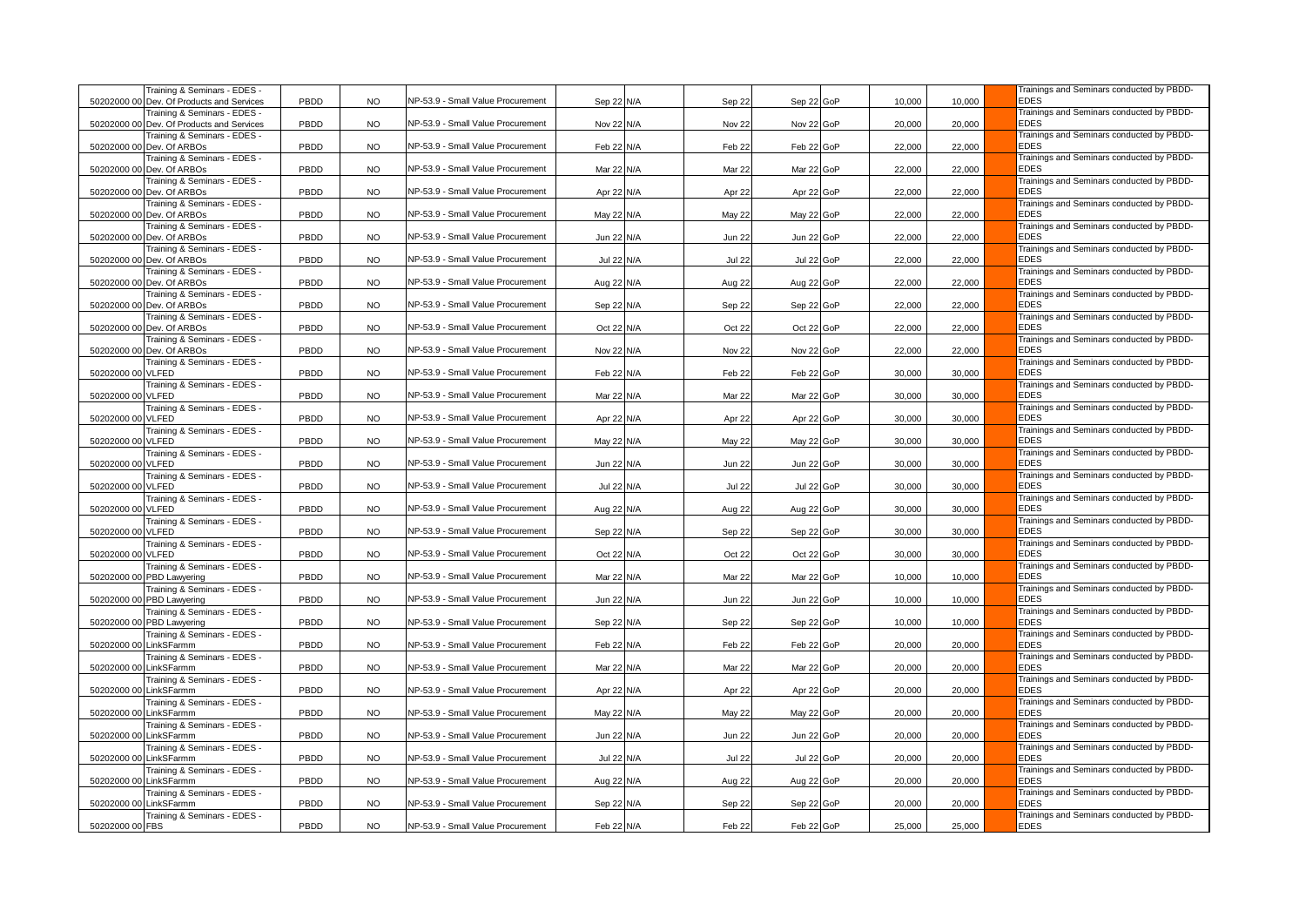| | | | | | | | | | | | | | |
|---|---|---|---|---|---|---|---|---|---|---|---|---|---|
| 50202000 00 | Training & Seminars - EDES - Dev. Of Products and Services | PBDD | NO | NP-53.9 - Small Value Procurement | Sep 22 | N/A | Sep 22 | Sep 22 | GoP | 10,000 | 10,000 | | Trainings and Seminars conducted by PBDD-EDES |
| 50202000 00 | Training & Seminars - EDES - Dev. Of Products and Services | PBDD | NO | NP-53.9 - Small Value Procurement | Nov 22 | N/A | Nov 22 | Nov 22 | GoP | 20,000 | 20,000 | | Trainings and Seminars conducted by PBDD-EDES |
| 50202000 00 | Training & Seminars - EDES - Dev. Of ARBOs | PBDD | NO | NP-53.9 - Small Value Procurement | Feb 22 | N/A | Feb 22 | Feb 22 | GoP | 22,000 | 22,000 | | Trainings and Seminars conducted by PBDD-EDES |
| 50202000 00 | Training & Seminars - EDES - Dev. Of ARBOs | PBDD | NO | NP-53.9 - Small Value Procurement | Mar 22 | N/A | Mar 22 | Mar 22 | GoP | 22,000 | 22,000 | | Trainings and Seminars conducted by PBDD-EDES |
| 50202000 00 | Training & Seminars - EDES - Dev. Of ARBOs | PBDD | NO | NP-53.9 - Small Value Procurement | Apr 22 | N/A | Apr 22 | Apr 22 | GoP | 22,000 | 22,000 | | Trainings and Seminars conducted by PBDD-EDES |
| 50202000 00 | Training & Seminars - EDES - Dev. Of ARBOs | PBDD | NO | NP-53.9 - Small Value Procurement | May 22 | N/A | May 22 | May 22 | GoP | 22,000 | 22,000 | | Trainings and Seminars conducted by PBDD-EDES |
| 50202000 00 | Training & Seminars - EDES - Dev. Of ARBOs | PBDD | NO | NP-53.9 - Small Value Procurement | Jun 22 | N/A | Jun 22 | Jun 22 | GoP | 22,000 | 22,000 | | Trainings and Seminars conducted by PBDD-EDES |
| 50202000 00 | Training & Seminars - EDES - Dev. Of ARBOs | PBDD | NO | NP-53.9 - Small Value Procurement | Jul 22 | N/A | Jul 22 | Jul 22 | GoP | 22,000 | 22,000 | | Trainings and Seminars conducted by PBDD-EDES |
| 50202000 00 | Training & Seminars - EDES - Dev. Of ARBOs | PBDD | NO | NP-53.9 - Small Value Procurement | Aug 22 | N/A | Aug 22 | Aug 22 | GoP | 22,000 | 22,000 | | Trainings and Seminars conducted by PBDD-EDES |
| 50202000 00 | Training & Seminars - EDES - Dev. Of ARBOs | PBDD | NO | NP-53.9 - Small Value Procurement | Sep 22 | N/A | Sep 22 | Sep 22 | GoP | 22,000 | 22,000 | | Trainings and Seminars conducted by PBDD-EDES |
| 50202000 00 | Training & Seminars - EDES - Dev. Of ARBOs | PBDD | NO | NP-53.9 - Small Value Procurement | Oct 22 | N/A | Oct 22 | Oct 22 | GoP | 22,000 | 22,000 | | Trainings and Seminars conducted by PBDD-EDES |
| 50202000 00 | Training & Seminars - EDES - Dev. Of ARBOs | PBDD | NO | NP-53.9 - Small Value Procurement | Nov 22 | N/A | Nov 22 | Nov 22 | GoP | 22,000 | 22,000 | | Trainings and Seminars conducted by PBDD-EDES |
| 50202000 00 | Training & Seminars - EDES - VLFED | PBDD | NO | NP-53.9 - Small Value Procurement | Feb 22 | N/A | Feb 22 | Feb 22 | GoP | 30,000 | 30,000 | | Trainings and Seminars conducted by PBDD-EDES |
| 50202000 00 | Training & Seminars - EDES - VLFED | PBDD | NO | NP-53.9 - Small Value Procurement | Mar 22 | N/A | Mar 22 | Mar 22 | GoP | 30,000 | 30,000 | | Trainings and Seminars conducted by PBDD-EDES |
| 50202000 00 | Training & Seminars - EDES - VLFED | PBDD | NO | NP-53.9 - Small Value Procurement | Apr 22 | N/A | Apr 22 | Apr 22 | GoP | 30,000 | 30,000 | | Trainings and Seminars conducted by PBDD-EDES |
| 50202000 00 | Training & Seminars - EDES - VLFED | PBDD | NO | NP-53.9 - Small Value Procurement | May 22 | N/A | May 22 | May 22 | GoP | 30,000 | 30,000 | | Trainings and Seminars conducted by PBDD-EDES |
| 50202000 00 | Training & Seminars - EDES - VLFED | PBDD | NO | NP-53.9 - Small Value Procurement | Jun 22 | N/A | Jun 22 | Jun 22 | GoP | 30,000 | 30,000 | | Trainings and Seminars conducted by PBDD-EDES |
| 50202000 00 | Training & Seminars - EDES - VLFED | PBDD | NO | NP-53.9 - Small Value Procurement | Jul 22 | N/A | Jul 22 | Jul 22 | GoP | 30,000 | 30,000 | | Trainings and Seminars conducted by PBDD-EDES |
| 50202000 00 | Training & Seminars - EDES - VLFED | PBDD | NO | NP-53.9 - Small Value Procurement | Aug 22 | N/A | Aug 22 | Aug 22 | GoP | 30,000 | 30,000 | | Trainings and Seminars conducted by PBDD-EDES |
| 50202000 00 | Training & Seminars - EDES - VLFED | PBDD | NO | NP-53.9 - Small Value Procurement | Sep 22 | N/A | Sep 22 | Sep 22 | GoP | 30,000 | 30,000 | | Trainings and Seminars conducted by PBDD-EDES |
| 50202000 00 | Training & Seminars - EDES - VLFED | PBDD | NO | NP-53.9 - Small Value Procurement | Oct 22 | N/A | Oct 22 | Oct 22 | GoP | 30,000 | 30,000 | | Trainings and Seminars conducted by PBDD-EDES |
| 50202000 00 | Training & Seminars - EDES - PBD Lawyering | PBDD | NO | NP-53.9 - Small Value Procurement | Mar 22 | N/A | Mar 22 | Mar 22 | GoP | 10,000 | 10,000 | | Trainings and Seminars conducted by PBDD-EDES |
| 50202000 00 | Training & Seminars - EDES - PBD Lawyering | PBDD | NO | NP-53.9 - Small Value Procurement | Jun 22 | N/A | Jun 22 | Jun 22 | GoP | 10,000 | 10,000 | | Trainings and Seminars conducted by PBDD-EDES |
| 50202000 00 | Training & Seminars - EDES - PBD Lawyering | PBDD | NO | NP-53.9 - Small Value Procurement | Sep 22 | N/A | Sep 22 | Sep 22 | GoP | 10,000 | 10,000 | | Trainings and Seminars conducted by PBDD-EDES |
| 50202000 00 | Training & Seminars - EDES - LinkSFarmm | PBDD | NO | NP-53.9 - Small Value Procurement | Feb 22 | N/A | Feb 22 | Feb 22 | GoP | 20,000 | 20,000 | | Trainings and Seminars conducted by PBDD-EDES |
| 50202000 00 | Training & Seminars - EDES - LinkSFarmm | PBDD | NO | NP-53.9 - Small Value Procurement | Mar 22 | N/A | Mar 22 | Mar 22 | GoP | 20,000 | 20,000 | | Trainings and Seminars conducted by PBDD-EDES |
| 50202000 00 | Training & Seminars - EDES - LinkSFarmm | PBDD | NO | NP-53.9 - Small Value Procurement | Apr 22 | N/A | Apr 22 | Apr 22 | GoP | 20,000 | 20,000 | | Trainings and Seminars conducted by PBDD-EDES |
| 50202000 00 | Training & Seminars - EDES - LinkSFarmm | PBDD | NO | NP-53.9 - Small Value Procurement | May 22 | N/A | May 22 | May 22 | GoP | 20,000 | 20,000 | | Trainings and Seminars conducted by PBDD-EDES |
| 50202000 00 | Training & Seminars - EDES - LinkSFarmm | PBDD | NO | NP-53.9 - Small Value Procurement | Jun 22 | N/A | Jun 22 | Jun 22 | GoP | 20,000 | 20,000 | | Trainings and Seminars conducted by PBDD-EDES |
| 50202000 00 | Training & Seminars - EDES - LinkSFarmm | PBDD | NO | NP-53.9 - Small Value Procurement | Jul 22 | N/A | Jul 22 | Jul 22 | GoP | 20,000 | 20,000 | | Trainings and Seminars conducted by PBDD-EDES |
| 50202000 00 | Training & Seminars - EDES - LinkSFarmm | PBDD | NO | NP-53.9 - Small Value Procurement | Aug 22 | N/A | Aug 22 | Aug 22 | GoP | 20,000 | 20,000 | | Trainings and Seminars conducted by PBDD-EDES |
| 50202000 00 | Training & Seminars - EDES - LinkSFarmm | PBDD | NO | NP-53.9 - Small Value Procurement | Sep 22 | N/A | Sep 22 | Sep 22 | GoP | 20,000 | 20,000 | | Trainings and Seminars conducted by PBDD-EDES |
| 50202000 00 | Training & Seminars - EDES - FBS | PBDD | NO | NP-53.9 - Small Value Procurement | Feb 22 | N/A | Feb 22 | Feb 22 | GoP | 25,000 | 25,000 | | Trainings and Seminars conducted by PBDD-EDES |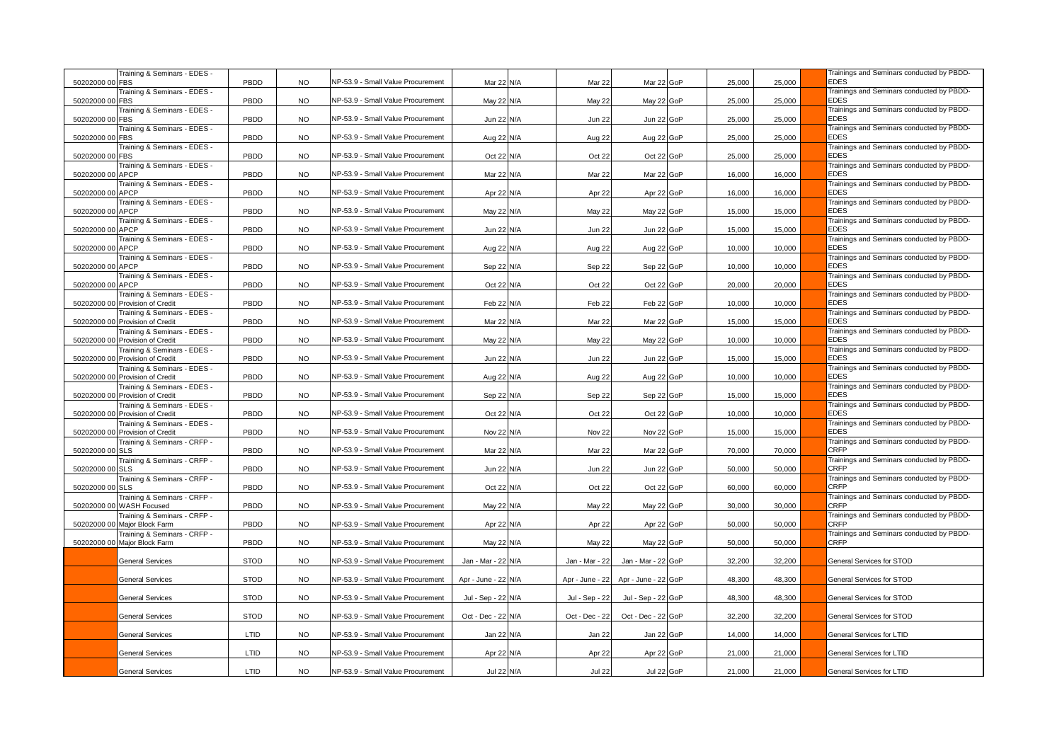| | | | | | | | | | | | | | | |
|---|---|---|---|---|---|---|---|---|---|---|---|---|---|---|
| 50202000 00 | Training & Seminars - EDES - FBS | PBDD | NO | NP-53.9 - Small Value Procurement | Mar 22 | N/A | Mar 22 | Mar 22 | GoP | 25,000 | 25,000 | | Trainings and Seminars conducted by PBDD-EDES |
| 50202000 00 | Training & Seminars - EDES - FBS | PBDD | NO | NP-53.9 - Small Value Procurement | May 22 | N/A | May 22 | May 22 | GoP | 25,000 | 25,000 | | Trainings and Seminars conducted by PBDD-EDES |
| 50202000 00 | Training & Seminars - EDES - FBS | PBDD | NO | NP-53.9 - Small Value Procurement | Jun 22 | N/A | Jun 22 | Jun 22 | GoP | 25,000 | 25,000 | | Trainings and Seminars conducted by PBDD-EDES |
| 50202000 00 | Training & Seminars - EDES - FBS | PBDD | NO | NP-53.9 - Small Value Procurement | Aug 22 | N/A | Aug 22 | Aug 22 | GoP | 25,000 | 25,000 | | Trainings and Seminars conducted by PBDD-EDES |
| 50202000 00 | Training & Seminars - EDES - FBS | PBDD | NO | NP-53.9 - Small Value Procurement | Oct 22 | N/A | Oct 22 | Oct 22 | GoP | 25,000 | 25,000 | | Trainings and Seminars conducted by PBDD-EDES |
| 50202000 00 | Training & Seminars - EDES - APCP | PBDD | NO | NP-53.9 - Small Value Procurement | Mar 22 | N/A | Mar 22 | Mar 22 | GoP | 16,000 | 16,000 | | Trainings and Seminars conducted by PBDD-EDES |
| 50202000 00 | Training & Seminars - EDES - APCP | PBDD | NO | NP-53.9 - Small Value Procurement | Apr 22 | N/A | Apr 22 | Apr 22 | GoP | 16,000 | 16,000 | | Trainings and Seminars conducted by PBDD-EDES |
| 50202000 00 | Training & Seminars - EDES - APCP | PBDD | NO | NP-53.9 - Small Value Procurement | May 22 | N/A | May 22 | May 22 | GoP | 15,000 | 15,000 | | Trainings and Seminars conducted by PBDD-EDES |
| 50202000 00 | Training & Seminars - EDES - APCP | PBDD | NO | NP-53.9 - Small Value Procurement | Jun 22 | N/A | Jun 22 | Jun 22 | GoP | 15,000 | 15,000 | | Trainings and Seminars conducted by PBDD-EDES |
| 50202000 00 | Training & Seminars - EDES - APCP | PBDD | NO | NP-53.9 - Small Value Procurement | Aug 22 | N/A | Aug 22 | Aug 22 | GoP | 10,000 | 10,000 | | Trainings and Seminars conducted by PBDD-EDES |
| 50202000 00 | Training & Seminars - EDES - APCP | PBDD | NO | NP-53.9 - Small Value Procurement | Sep 22 | N/A | Sep 22 | Sep 22 | GoP | 10,000 | 10,000 | | Trainings and Seminars conducted by PBDD-EDES |
| 50202000 00 | Training & Seminars - EDES - APCP | PBDD | NO | NP-53.9 - Small Value Procurement | Oct 22 | N/A | Oct 22 | Oct 22 | GoP | 20,000 | 20,000 | | Trainings and Seminars conducted by PBDD-EDES |
| 50202000 00 | Training & Seminars - EDES - Provision of Credit | PBDD | NO | NP-53.9 - Small Value Procurement | Feb 22 | N/A | Feb 22 | Feb 22 | GoP | 10,000 | 10,000 | | Trainings and Seminars conducted by PBDD-EDES |
| 50202000 00 | Training & Seminars - EDES - Provision of Credit | PBDD | NO | NP-53.9 - Small Value Procurement | Mar 22 | N/A | Mar 22 | Mar 22 | GoP | 15,000 | 15,000 | | Trainings and Seminars conducted by PBDD-EDES |
| 50202000 00 | Training & Seminars - EDES - Provision of Credit | PBDD | NO | NP-53.9 - Small Value Procurement | May 22 | N/A | May 22 | May 22 | GoP | 10,000 | 10,000 | | Trainings and Seminars conducted by PBDD-EDES |
| 50202000 00 | Training & Seminars - EDES - Provision of Credit | PBDD | NO | NP-53.9 - Small Value Procurement | Jun 22 | N/A | Jun 22 | Jun 22 | GoP | 15,000 | 15,000 | | Trainings and Seminars conducted by PBDD-EDES |
| 50202000 00 | Training & Seminars - EDES - Provision of Credit | PBDD | NO | NP-53.9 - Small Value Procurement | Aug 22 | N/A | Aug 22 | Aug 22 | GoP | 10,000 | 10,000 | | Trainings and Seminars conducted by PBDD-EDES |
| 50202000 00 | Training & Seminars - EDES - Provision of Credit | PBDD | NO | NP-53.9 - Small Value Procurement | Sep 22 | N/A | Sep 22 | Sep 22 | GoP | 15,000 | 15,000 | | Trainings and Seminars conducted by PBDD-EDES |
| 50202000 00 | Training & Seminars - EDES - Provision of Credit | PBDD | NO | NP-53.9 - Small Value Procurement | Oct 22 | N/A | Oct 22 | Oct 22 | GoP | 10,000 | 10,000 | | Trainings and Seminars conducted by PBDD-EDES |
| 50202000 00 | Training & Seminars - EDES - Provision of Credit | PBDD | NO | NP-53.9 - Small Value Procurement | Nov 22 | N/A | Nov 22 | Nov 22 | GoP | 15,000 | 15,000 | | Trainings and Seminars conducted by PBDD-EDES |
| 50202000 00 | Training & Seminars - CRFP - SLS | PBDD | NO | NP-53.9 - Small Value Procurement | Mar 22 | N/A | Mar 22 | Mar 22 | GoP | 70,000 | 70,000 | | Trainings and Seminars conducted by PBDD-CRFP |
| 50202000 00 | Training & Seminars - CRFP - SLS | PBDD | NO | NP-53.9 - Small Value Procurement | Jun 22 | N/A | Jun 22 | Jun 22 | GoP | 50,000 | 50,000 | | Trainings and Seminars conducted by PBDD-CRFP |
| 50202000 00 | Training & Seminars - CRFP - SLS | PBDD | NO | NP-53.9 - Small Value Procurement | Oct 22 | N/A | Oct 22 | Oct 22 | GoP | 60,000 | 60,000 | | Trainings and Seminars conducted by PBDD-CRFP |
| 50202000 00 | Training & Seminars - CRFP - WASH Focused | PBDD | NO | NP-53.9 - Small Value Procurement | May 22 | N/A | May 22 | May 22 | GoP | 30,000 | 30,000 | | Trainings and Seminars conducted by PBDD-CRFP |
| 50202000 00 | Training & Seminars - CRFP - Major Block Farm | PBDD | NO | NP-53.9 - Small Value Procurement | Apr 22 | N/A | Apr 22 | Apr 22 | GoP | 50,000 | 50,000 | | Trainings and Seminars conducted by PBDD-CRFP |
| 50202000 00 | Training & Seminars - CRFP - Major Block Farm | PBDD | NO | NP-53.9 - Small Value Procurement | May 22 | N/A | May 22 | May 22 | GoP | 50,000 | 50,000 | | Trainings and Seminars conducted by PBDD-CRFP |
| | General Services | STOD | NO | NP-53.9 - Small Value Procurement | Jan - Mar - 22 | N/A | Jan - Mar - 22 | Jan - Mar - 22 | GoP | 32,200 | 32,200 | | General Services for STOD |
| | General Services | STOD | NO | NP-53.9 - Small Value Procurement | Apr - June - 22 | N/A | Apr - June - 22 | Apr - June - 22 | GoP | 48,300 | 48,300 | | General Services for STOD |
| | General Services | STOD | NO | NP-53.9 - Small Value Procurement | Jul - Sep - 22 | N/A | Jul - Sep - 22 | Jul - Sep - 22 | GoP | 48,300 | 48,300 | | General Services for STOD |
| | General Services | STOD | NO | NP-53.9 - Small Value Procurement | Oct - Dec - 22 | N/A | Oct - Dec - 22 | Oct - Dec - 22 | GoP | 32,200 | 32,200 | | General Services for STOD |
| | General Services | LTID | NO | NP-53.9 - Small Value Procurement | Jan 22 | N/A | Jan 22 | Jan 22 | GoP | 14,000 | 14,000 | | General Services for LTID |
| | General Services | LTID | NO | NP-53.9 - Small Value Procurement | Apr 22 | N/A | Apr 22 | Apr 22 | GoP | 21,000 | 21,000 | | General Services for LTID |
| | General Services | LTID | NO | NP-53.9 - Small Value Procurement | Jul 22 | N/A | Jul 22 | Jul 22 | GoP | 21,000 | 21,000 | | General Services for LTID |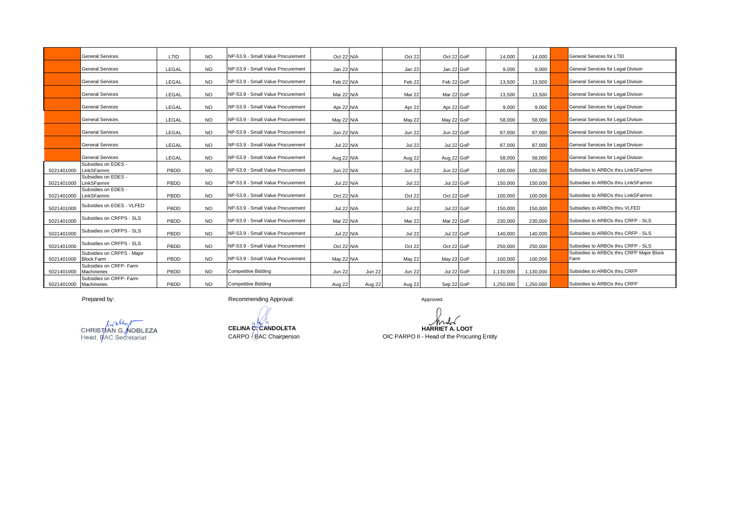| | | | | | | | | | | | | | | |
|---|---|---|---|---|---|---|---|---|---|---|---|---|---|---|
| | General Services | LTID | NO | NP-53.9 - Small Value Procurement | Oct 22 | N/A | Oct 22 | Oct 22 | GoP | 14,000 | 14,000 | | | General Services for LTID |
| | General Services | LEGAL | NO | NP-53.9 - Small Value Procurement | Jan 22 | N/A | Jan 22 | Jan 22 | GoP | 9,000 | 9,000 | | | General Services for Legal Divison |
| | General Services | LEGAL | NO | NP-53.9 - Small Value Procurement | Feb 22 | N/A | Feb 22 | Feb 22 | GoP | 13,500 | 13,500 | | | General Services for Legal Divison |
| | General Services | LEGAL | NO | NP-53.9 - Small Value Procurement | Mar 22 | N/A | Mar 22 | Mar 22 | GoP | 13,500 | 13,500 | | | General Services for Legal Divison |
| | General Services | LEGAL | NO | NP-53.9 - Small Value Procurement | Apr 22 | N/A | Apr 22 | Apr 22 | GoP | 9,000 | 9,000 | | | General Services for Legal Divison |
| | General Services | LEGAL | NO | NP-53.9 - Small Value Procurement | May 22 | N/A | May 22 | May 22 | GoP | 58,000 | 58,000 | | | General Services for Legal Divison |
| | General Services | LEGAL | NO | NP-53.9 - Small Value Procurement | Jun 22 | N/A | Jun 22 | Jun 22 | GoP | 87,000 | 87,000 | | | General Services for Legal Divison |
| | General Services | LEGAL | NO | NP-53.9 - Small Value Procurement | Jul 22 | N/A | Jul 22 | Jul 22 | GoP | 87,000 | 87,000 | | | General Services for Legal Divison |
| | General Services | LEGAL | NO | NP-53.9 - Small Value Procurement | Aug 22 | N/A | Aug 22 | Aug 22 | GoP | 58,000 | 58,000 | | | General Services for Legal Divison |
| 5021401000 | Subsidies on EDES - LinkSFarmm | PBDD | NO | NP-53.9 - Small Value Procurement | Jun 22 | N/A | Jun 22 | Jun 22 | GoP | 100,000 | 100,000 | | | Subsidies to ARBOs thru LinkSFarmm |
| 5021401000 | Subsidies on EDES - LinkSFarmm | PBDD | NO | NP-53.9 - Small Value Procurement | Jul 22 | N/A | Jul 22 | Jul 22 | GoP | 150,000 | 150,000 | | | Subsidies to ARBOs thru LinkSFarmm |
| 5021401000 | Subsidies on EDES - LinkSFarmm | PBDD | NO | NP-53.9 - Small Value Procurement | Oct 22 | N/A | Oct 22 | Oct 22 | GoP | 100,000 | 100,000 | | | Subsidies to ARBOs thru LinkSFarmm |
| 5021401000 | Subsidies on EDES - VLFED | PBDD | NO | NP-53.9 - Small Value Procurement | Jul 22 | N/A | Jul 22 | Jul 22 | GoP | 150,000 | 150,000 | | | Subsidies to ARBOs thru VLFED |
| 5021401000 | Subsidies on CRFPS - SLS | PBDD | NO | NP-53.9 - Small Value Procurement | Mar 22 | N/A | Mar 22 | Mar 22 | GoP | 230,000 | 230,000 | | | Subsidies to ARBOs thru CRFP - SLS |
| 5021401000 | Subsidies on CRFPS - SLS | PBDD | NO | NP-53.9 - Small Value Procurement | Jul 22 | N/A | Jul 22 | Jul 22 | GoP | 140,000 | 140,000 | | | Subsidies to ARBOs thru CRFP - SLS |
| 5021401000 | Subsidies on CRFPS - SLS | PBDD | NO | NP-53.9 - Small Value Procurement | Oct 22 | N/A | Oct 22 | Oct 22 | GoP | 250,000 | 250,000 | | | Subsidies to ARBOs thru CRFP - SLS |
| 5021401000 | Subsidies on CRFPS - Major Block Farm | PBDD | NO | NP-53.9 - Small Value Procurement | May 22 | N/A | May 22 | May 22 | GoP | 100,000 | 100,000 | | | Subsidies to ARBOs thru CRFP Major Block Farm |
| 5021401000 | Subsidies on CRFP- Farm Machineries | PBDD | NO | Competitive Bidding | Jun 22 | Jun 22 | Jun 22 | Jul 22 | GoP | 1,130,000 | 1,130,000 | | | Subsidies to ARBOs thru CRFP |
| 5021401000 | Subsidies on CRFP- Farm Machineries | PBDD | NO | Competitive Bidding | Aug 22 | Aug 22 | Aug 22 | Sep 22 | GoP | 1,250,000 | 1,250,000 | | | Subsidies to ARBOs thru CRFP |

Prepared by:

**CHRISTIAN G. NOBLEZA**
Head, BAC Secretariat

Recommending Approval:

**CELINA C. CANDOLETA**
CARPO - BAC Chairperson

Approved:

**HARRIET A. LOOT**
OIC PARPO II - Head of the Procuring Entity